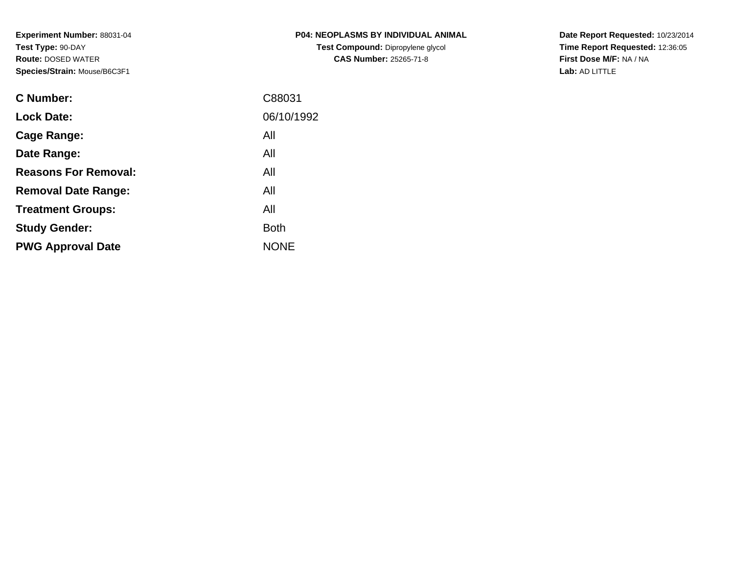**Experiment Number:** 88031-04
**Test Type:** 90-DAY
**Route:** DOSED WATER
**Species/Strain:** Mouse/B6C3F1

**P04: NEOPLASMS BY INDIVIDUAL ANIMAL**
**Test Compound:** Dipropylene glycol
**CAS Number:** 25265-71-8

**Date Report Requested:** 10/23/2014
**Time Report Requested:** 12:36:05
**First Dose M/F:** NA / NA
**Lab:** AD LITTLE

| | |
|---|---|
| **C Number:** | C88031 |
| **Lock Date:** | 06/10/1992 |
| **Cage Range:** | All |
| **Date Range:** | All |
| **Reasons For Removal:** | All |
| **Removal Date Range:** | All |
| **Treatment Groups:** | All |
| **Study Gender:** | Both |
| **PWG Approval Date** | NONE |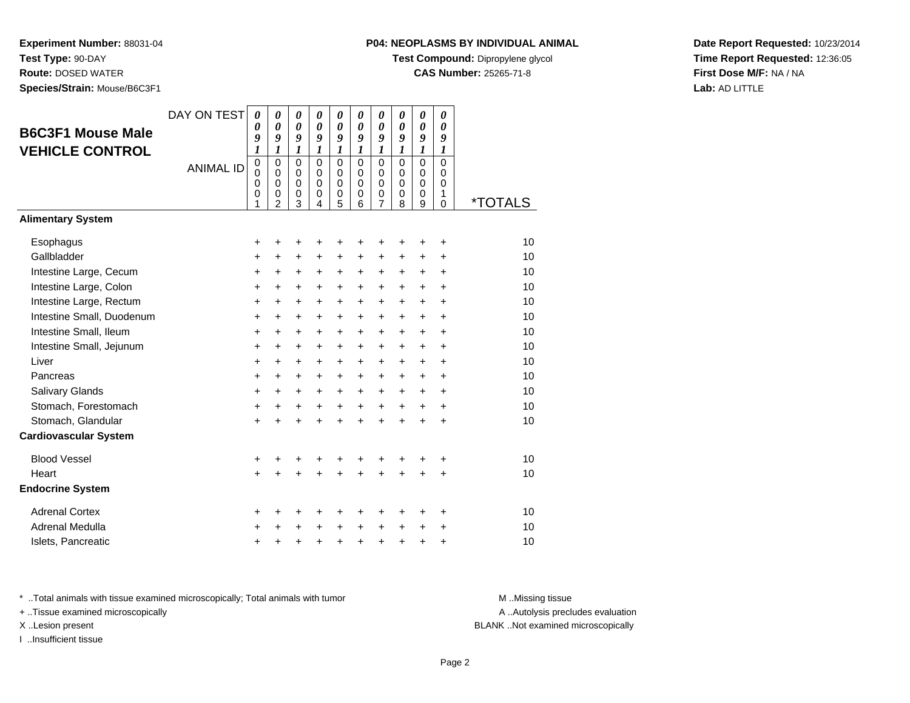**Experiment Number:** 88031-04
**Test Type:** 90-DAY
**Route:** DOSED WATER
**Species/Strain:** Mouse/B6C3F1

**P04: NEOPLASMS BY INDIVIDUAL ANIMAL**
**Test Compound:** Dipropylene glycol
**CAS Number:** 25265-71-8

**Date Report Requested:** 10/23/2014
**Time Report Requested:** 12:36:05
**First Dose M/F:** NA / NA
**Lab:** AD LITTLE

## B6C3F1 Mouse Male VEHICLE CONTROL

| DAY ON TEST | 0091 | 0091 | 0091 | 0091 | 0091 | 0091 | 0091 | 0091 | 0091 | 0091 | |
|---|---|---|---|---|---|---|---|---|---|---|---|
| **ANIMAL ID** | 00001 | 00002 | 00003 | 00004 | 00005 | 00006 | 00007 | 00008 | 00009 | 00010 | ***TOTALS** |
| **Alimentary System** | | | | | | | | | | | |
| Esophagus | + | + | + | + | + | + | + | + | + | + | 10 |
| Gallbladder | + | + | + | + | + | + | + | + | + | + | 10 |
| Intestine Large, Cecum | + | + | + | + | + | + | + | + | + | + | 10 |
| Intestine Large, Colon | + | + | + | + | + | + | + | + | + | + | 10 |
| Intestine Large, Rectum | + | + | + | + | + | + | + | + | + | + | 10 |
| Intestine Small, Duodenum | + | + | + | + | + | + | + | + | + | + | 10 |
| Intestine Small, Ileum | + | + | + | + | + | + | + | + | + | + | 10 |
| Intestine Small, Jejunum | + | + | + | + | + | + | + | + | + | + | 10 |
| Liver | + | + | + | + | + | + | + | + | + | + | 10 |
| Pancreas | + | + | + | + | + | + | + | + | + | + | 10 |
| Salivary Glands | + | + | + | + | + | + | + | + | + | + | 10 |
| Stomach, Forestomach | + | + | + | + | + | + | + | + | + | + | 10 |
| Stomach, Glandular | + | + | + | + | + | + | + | + | + | + | 10 |
| **Cardiovascular System** | | | | | | | | | | | |
| Blood Vessel | + | + | + | + | + | + | + | + | + | + | 10 |
| Heart | + | + | + | + | + | + | + | + | + | + | 10 |
| **Endocrine System** | | | | | | | | | | | |
| Adrenal Cortex | + | + | + | + | + | + | + | + | + | + | 10 |
| Adrenal Medulla | + | + | + | + | + | + | + | + | + | + | 10 |
| Islets, Pancreatic | + | + | + | + | + | + | + | + | + | + | 10 |

* ..Total animals with tissue examined microscopically; Total animals with tumor
+ ..Tissue examined microscopically
X ..Lesion present
I ..Insufficient tissue

M ..Missing tissue
A ..Autolysis precludes evaluation
BLANK ..Not examined microscopically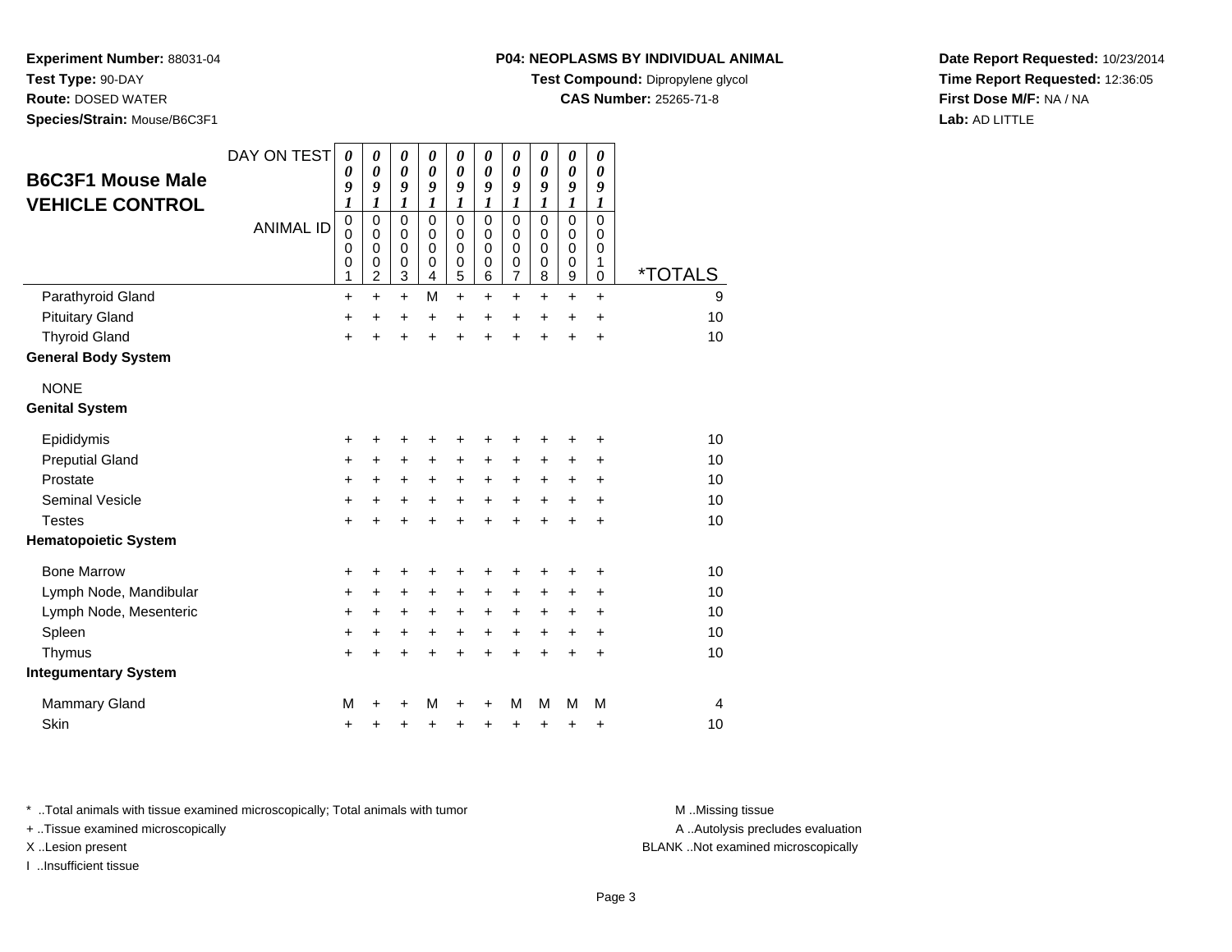**Experiment Number:** 88031-04
**Test Type:** 90-DAY
**Route:** DOSED WATER
**Species/Strain:** Mouse/B6C3F1

**P04: NEOPLASMS BY INDIVIDUAL ANIMAL**
**Test Compound:** Dipropylene glycol
**CAS Number:** 25265-71-8

**Date Report Requested:** 10/23/2014
**Time Report Requested:** 12:36:05
**First Dose M/F:** NA / NA
**Lab:** AD LITTLE

## B6C3F1 Mouse Male VEHICLE CONTROL

| DAY ON TEST | 0091 | 0091 | 0091 | 0091 | 0091 | 0091 | 0091 | 0091 | 0091 | 0091 | |
|---|---|---|---|---|---|---|---|---|---|---|---|
| ANIMAL ID | 00001 | 00002 | 00003 | 00004 | 00005 | 00006 | 00007 | 00008 | 00009 | 00010 | *TOTALS |
| Parathyroid Gland | + | + | + | M | + | + | + | + | + | + | 9 |
| Pituitary Gland | + | + | + | + | + | + | + | + | + | + | 10 |
| Thyroid Gland | + | + | + | + | + | + | + | + | + | + | 10 |
| **General Body System** | | | | | | | | | | | |
| NONE | | | | | | | | | | | |
| **Genital System** | | | | | | | | | | | |
| Epididymis | + | + | + | + | + | + | + | + | + | + | 10 |
| Preputial Gland | + | + | + | + | + | + | + | + | + | + | 10 |
| Prostate | + | + | + | + | + | + | + | + | + | + | 10 |
| Seminal Vesicle | + | + | + | + | + | + | + | + | + | + | 10 |
| Testes | + | + | + | + | + | + | + | + | + | + | 10 |
| **Hematopoietic System** | | | | | | | | | | | |
| Bone Marrow | + | + | + | + | + | + | + | + | + | + | 10 |
| Lymph Node, Mandibular | + | + | + | + | + | + | + | + | + | + | 10 |
| Lymph Node, Mesenteric | + | + | + | + | + | + | + | + | + | + | 10 |
| Spleen | + | + | + | + | + | + | + | + | + | + | 10 |
| Thymus | + | + | + | + | + | + | + | + | + | + | 10 |
| **Integumentary System** | | | | | | | | | | | |
| Mammary Gland | M | + | + | M | + | + | M | M | M | M | 4 |
| Skin | + | + | + | + | + | + | + | + | + | + | 10 |

\* ..Total animals with tissue examined microscopically; Total animals with tumor
\+ ..Tissue examined microscopically
X ..Lesion present
I ..Insufficient tissue

M ..Missing tissue
A ..Autolysis precludes evaluation
BLANK ..Not examined microscopically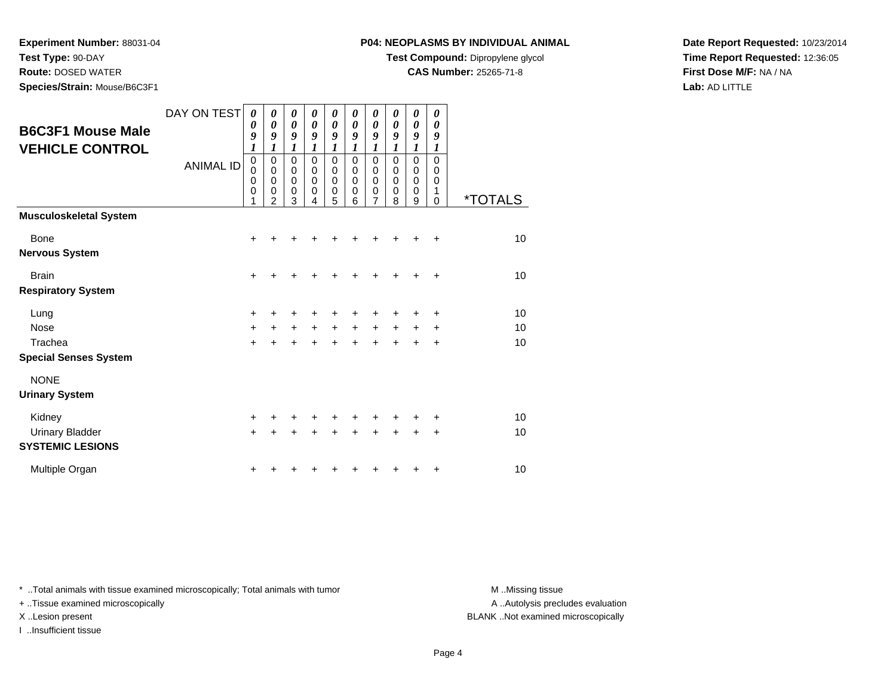**Experiment Number:** 88031-04
**Test Type:** 90-DAY
**Route:** DOSED WATER
**Species/Strain:** Mouse/B6C3F1

**P04: NEOPLASMS BY INDIVIDUAL ANIMAL**
**Test Compound:** Dipropylene glycol
**CAS Number:** 25265-71-8

**Date Report Requested:** 10/23/2014
**Time Report Requested:** 12:36:05
**First Dose M/F:** NA / NA
**Lab:** AD LITTLE

## B6C3F1 Mouse Male VEHICLE CONTROL

| DAY ON TEST | 0091 | 0091 | 0091 | 0091 | 0091 | 0091 | 0091 | 0091 | 0091 | 0091 | |
|---|---|---|---|---|---|---|---|---|---|---|---|
| ANIMAL ID | 00001 | 00002 | 00003 | 00004 | 00005 | 00006 | 00007 | 00008 | 00009 | 00010 | *TOTALS |
| **Musculoskeletal System** | | | | | | | | | | | |
| Bone | + | + | + | + | + | + | + | + | + | + | 10 |
| **Nervous System** | | | | | | | | | | | |
| Brain | + | + | + | + | + | + | + | + | + | + | 10 |
| **Respiratory System** | | | | | | | | | | | |
| Lung | + | + | + | + | + | + | + | + | + | + | 10 |
| Nose | + | + | + | + | + | + | + | + | + | + | 10 |
| Trachea | + | + | + | + | + | + | + | + | + | + | 10 |
| **Special Senses System** | | | | | | | | | | | |
| NONE | | | | | | | | | | | |
| **Urinary System** | | | | | | | | | | | |
| Kidney | + | + | + | + | + | + | + | + | + | + | 10 |
| Urinary Bladder | + | + | + | + | + | + | + | + | + | + | 10 |
| **SYSTEMIC LESIONS** | | | | | | | | | | | |
| Multiple Organ | + | + | + | + | + | + | + | + | + | + | 10 |

* ..Total animals with tissue examined microscopically; Total animals with tumor
+ ..Tissue examined microscopically
X ..Lesion present
I ..Insufficient tissue

M ..Missing tissue
A ..Autolysis precludes evaluation
BLANK ..Not examined microscopically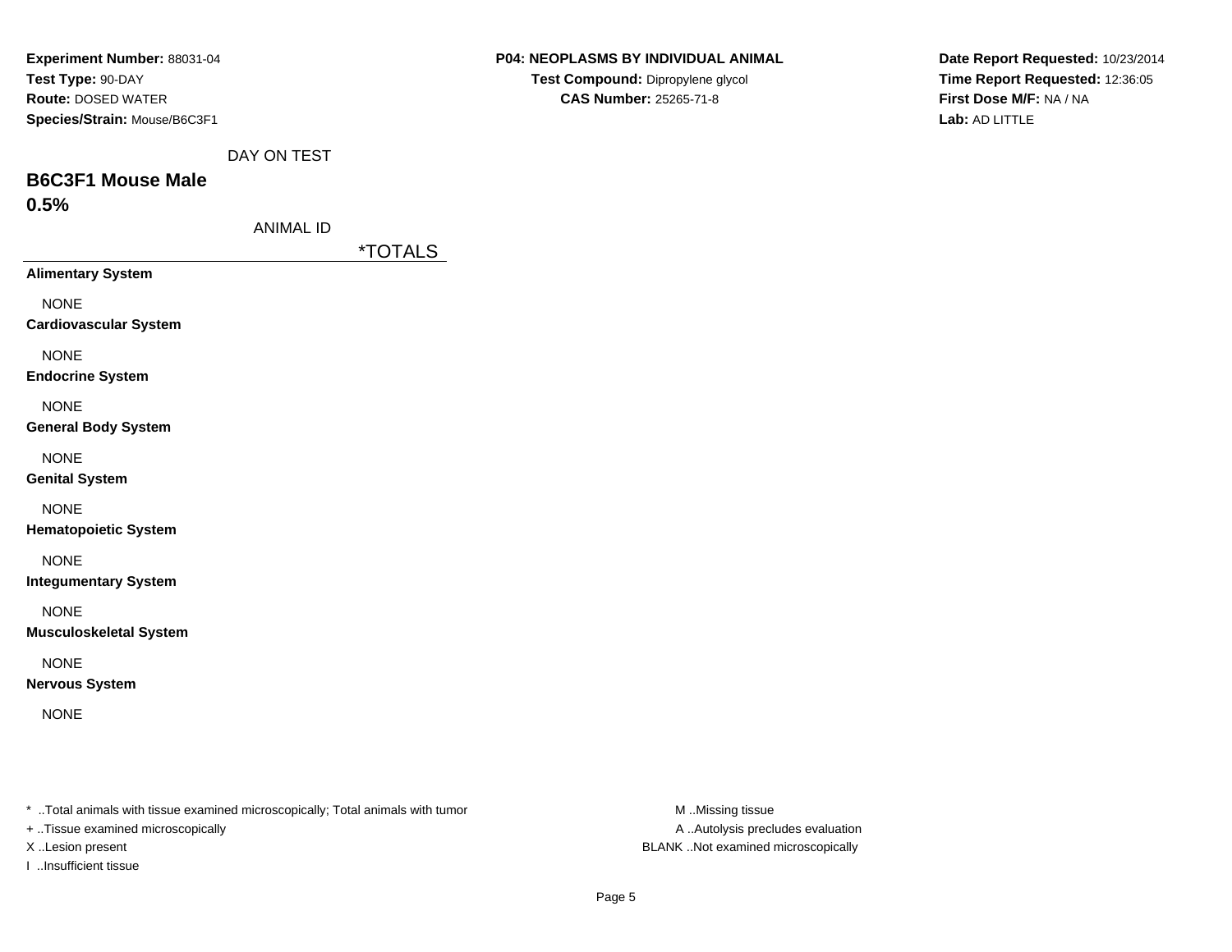**Experiment Number:** 88031-04
**Test Type:** 90-DAY
**Route:** DOSED WATER
**Species/Strain:** Mouse/B6C3F1

**P04: NEOPLASMS BY INDIVIDUAL ANIMAL**
**Test Compound:** Dipropylene glycol
**CAS Number:** 25265-71-8

**Date Report Requested:** 10/23/2014
**Time Report Requested:** 12:36:05
**First Dose M/F:** NA / NA
**Lab:** AD LITTLE

DAY ON TEST

## B6C3F1 Mouse Male
## 0.5%

ANIMAL ID

| | *TOTALS |
|---|---|
| **Alimentary System** | |
| NONE | |
| **Cardiovascular System** | |
| NONE | |
| **Endocrine System** | |
| NONE | |
| **General Body System** | |
| NONE | |
| **Genital System** | |
| NONE | |
| **Hematopoietic System** | |
| NONE | |
| **Integumentary System** | |
| NONE | |
| **Musculoskeletal System** | |
| NONE | |
| **Nervous System** | |
| NONE | |

\* ..Total animals with tissue examined microscopically; Total animals with tumor
+ ..Tissue examined microscopically
X ..Lesion present
I ..Insufficient tissue

M ..Missing tissue
A ..Autolysis precludes evaluation
BLANK ..Not examined microscopically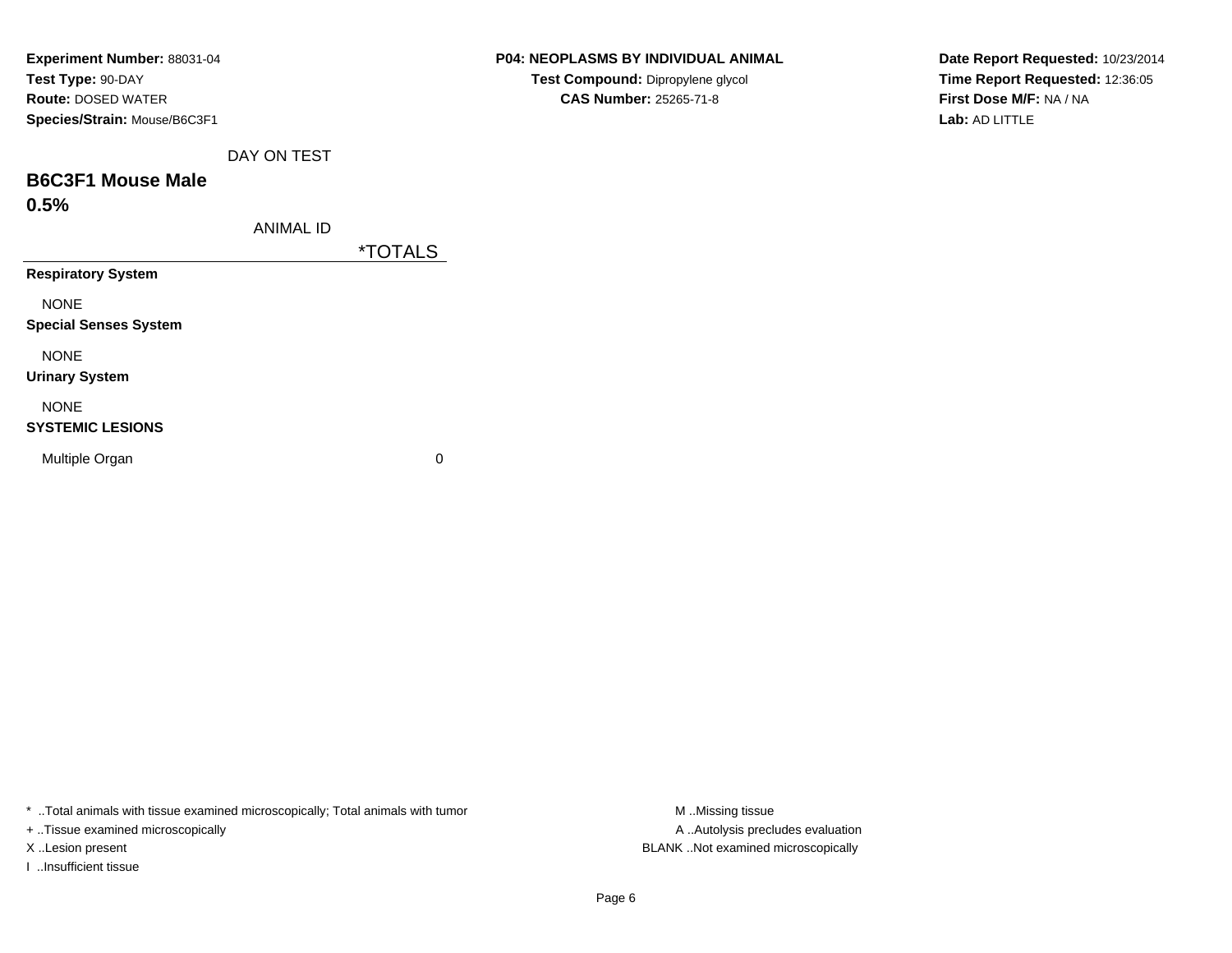**Experiment Number:** 88031-04
**Test Type:** 90-DAY
**Route:** DOSED WATER
**Species/Strain:** Mouse/B6C3F1

**P04: NEOPLASMS BY INDIVIDUAL ANIMAL**
**Test Compound:** Dipropylene glycol
**CAS Number:** 25265-71-8

**Date Report Requested:** 10/23/2014
**Time Report Requested:** 12:36:05
**First Dose M/F:** NA / NA
**Lab:** AD LITTLE

DAY ON TEST

## B6C3F1 Mouse Male
## 0.5%

ANIMAL ID

| | *TOTALS |
|---|---|
| **Respiratory System** | |
| NONE | |
| **Special Senses System** | |
| NONE | |
| **Urinary System** | |
| NONE | |
| **SYSTEMIC LESIONS** | |
| Multiple Organ | 0 |

* ..Total animals with tissue examined microscopically; Total animals with tumor
+ ..Tissue examined microscopically
X ..Lesion present
I ..Insufficient tissue

M ..Missing tissue
A ..Autolysis precludes evaluation
BLANK ..Not examined microscopically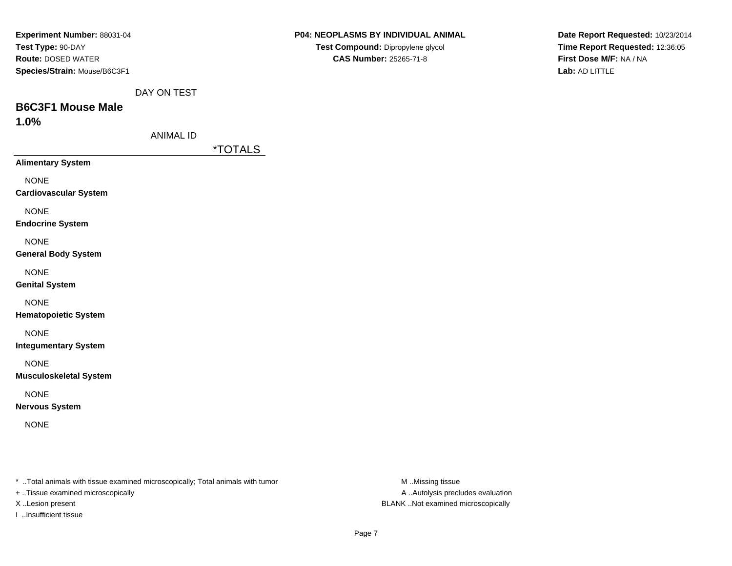**Experiment Number:** 88031-04
**Test Type:** 90-DAY
**Route:** DOSED WATER
**Species/Strain:** Mouse/B6C3F1

**P04: NEOPLASMS BY INDIVIDUAL ANIMAL**
**Test Compound:** Dipropylene glycol
**CAS Number:** 25265-71-8

**Date Report Requested:** 10/23/2014
**Time Report Requested:** 12:36:05
**First Dose M/F:** NA / NA
**Lab:** AD LITTLE

DAY ON TEST

## B6C3F1 Mouse Male
## 1.0%

ANIMAL ID

| | *TOTALS |
|---|---|
| **Alimentary System** | |
| NONE | |
| **Cardiovascular System** | |
| NONE | |
| **Endocrine System** | |
| NONE | |
| **General Body System** | |
| NONE | |
| **Genital System** | |
| NONE | |
| **Hematopoietic System** | |
| NONE | |
| **Integumentary System** | |
| NONE | |
| **Musculoskeletal System** | |
| NONE | |
| **Nervous System** | |
| NONE | |

* ..Total animals with tissue examined microscopically; Total animals with tumor
+ ..Tissue examined microscopically
X ..Lesion present
I ..Insufficient tissue

M ..Missing tissue
A ..Autolysis precludes evaluation
BLANK ..Not examined microscopically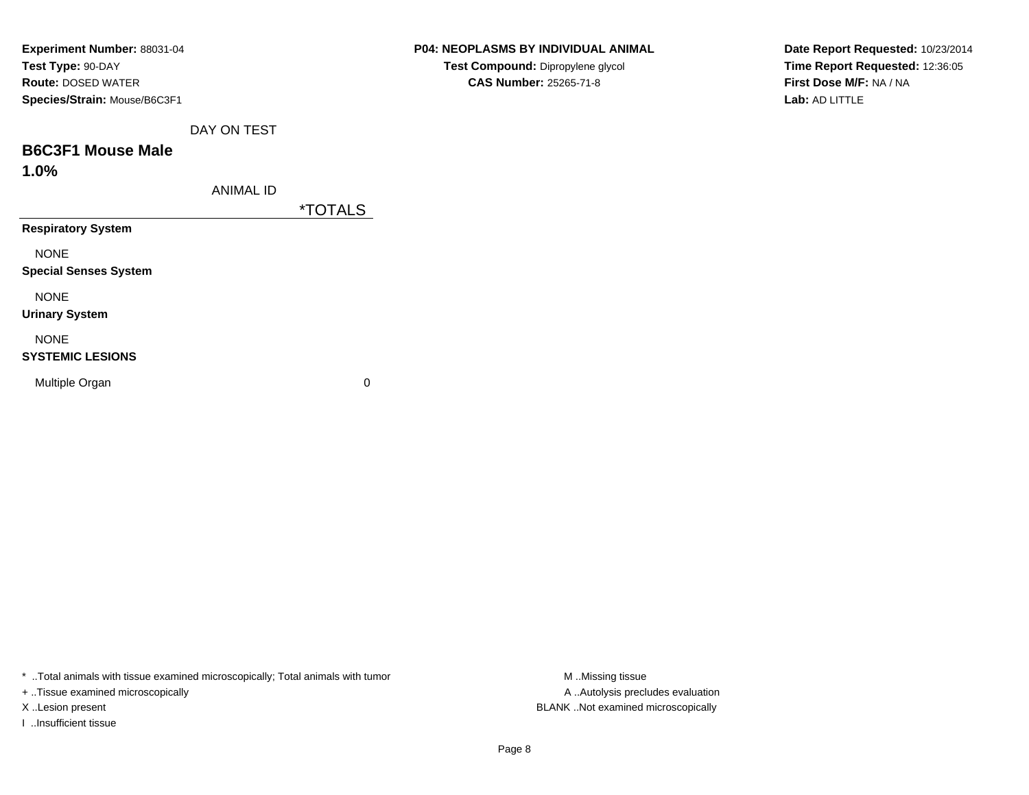**Experiment Number:** 88031-04
**Test Type:** 90-DAY
**Route:** DOSED WATER
**Species/Strain:** Mouse/B6C3F1

**P04: NEOPLASMS BY INDIVIDUAL ANIMAL**
**Test Compound:** Dipropylene glycol
**CAS Number:** 25265-71-8

**Date Report Requested:** 10/23/2014
**Time Report Requested:** 12:36:05
**First Dose M/F:** NA / NA
**Lab:** AD LITTLE

DAY ON TEST

## B6C3F1 Mouse Male
## 1.0%

ANIMAL ID

| | *TOTALS |
|---|---|
| **Respiratory System** | |
| NONE | |
| **Special Senses System** | |
| NONE | |
| **Urinary System** | |
| NONE | |
| **SYSTEMIC LESIONS** | |
| Multiple Organ | 0 |

* ..Total animals with tissue examined microscopically; Total animals with tumor
+ ..Tissue examined microscopically
X ..Lesion present
I ..Insufficient tissue

M ..Missing tissue
A ..Autolysis precludes evaluation
BLANK ..Not examined microscopically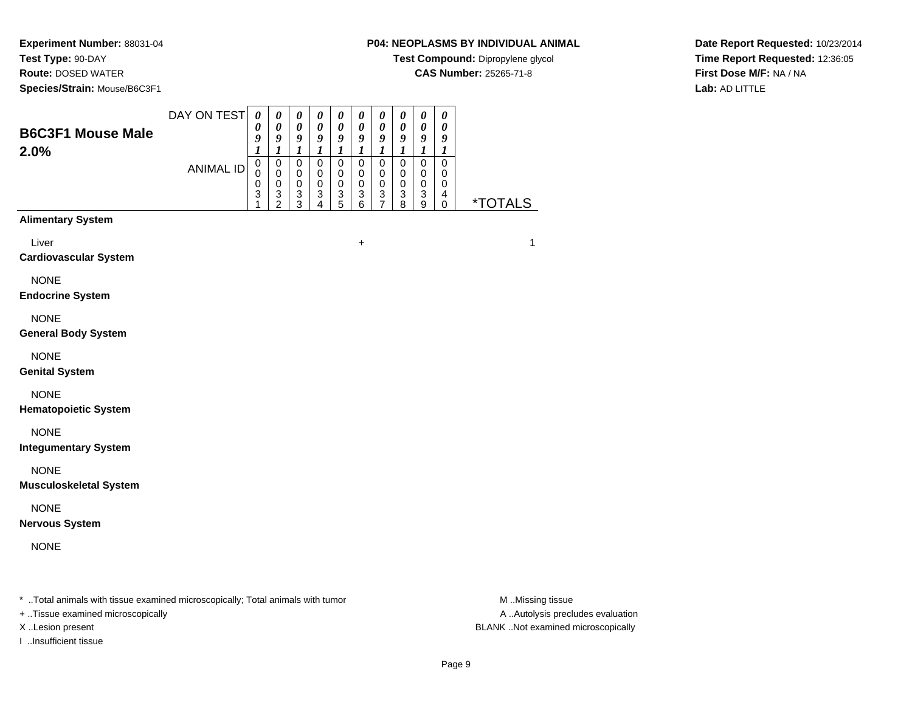**Experiment Number:** 88031-04
**Test Type:** 90-DAY
**Route:** DOSED WATER
**Species/Strain:** Mouse/B6C3F1

**P04: NEOPLASMS BY INDIVIDUAL ANIMAL**
**Test Compound:** Dipropylene glycol
**CAS Number:** 25265-71-8

**Date Report Requested:** 10/23/2014
**Time Report Requested:** 12:36:05
**First Dose M/F:** NA / NA
**Lab:** AD LITTLE

## B6C3F1 Mouse Male 2.0%

| DAY ON TEST | 0091 | 0091 | 0091 | 0091 | 0091 | 0091 | 0091 | 0091 | 0091 | 0091 | |
|---|---|---|---|---|---|---|---|---|---|---|---|
| ANIMAL ID | 00031 | 00032 | 00033 | 00034 | 00035 | 00036 | 00037 | 00038 | 00039 | 00040 | *TOTALS |
| **Alimentary System** | | | | | | | | | | | |
| Liver | | | | | | + | | | | | 1 |
| **Cardiovascular System** | | | | | | | | | | | |
| NONE | | | | | | | | | | | |
| **Endocrine System** | | | | | | | | | | | |
| NONE | | | | | | | | | | | |
| **General Body System** | | | | | | | | | | | |
| NONE | | | | | | | | | | | |
| **Genital System** | | | | | | | | | | | |
| NONE | | | | | | | | | | | |
| **Hematopoietic System** | | | | | | | | | | | |
| NONE | | | | | | | | | | | |
| **Integumentary System** | | | | | | | | | | | |
| NONE | | | | | | | | | | | |
| **Musculoskeletal System** | | | | | | | | | | | |
| NONE | | | | | | | | | | | |
| **Nervous System** | | | | | | | | | | | |
| NONE | | | | | | | | | | | |

* ..Total animals with tissue examined microscopically; Total animals with tumor
+ ..Tissue examined microscopically
X ..Lesion present
I ..Insufficient tissue

M ..Missing tissue
A ..Autolysis precludes evaluation
BLANK ..Not examined microscopically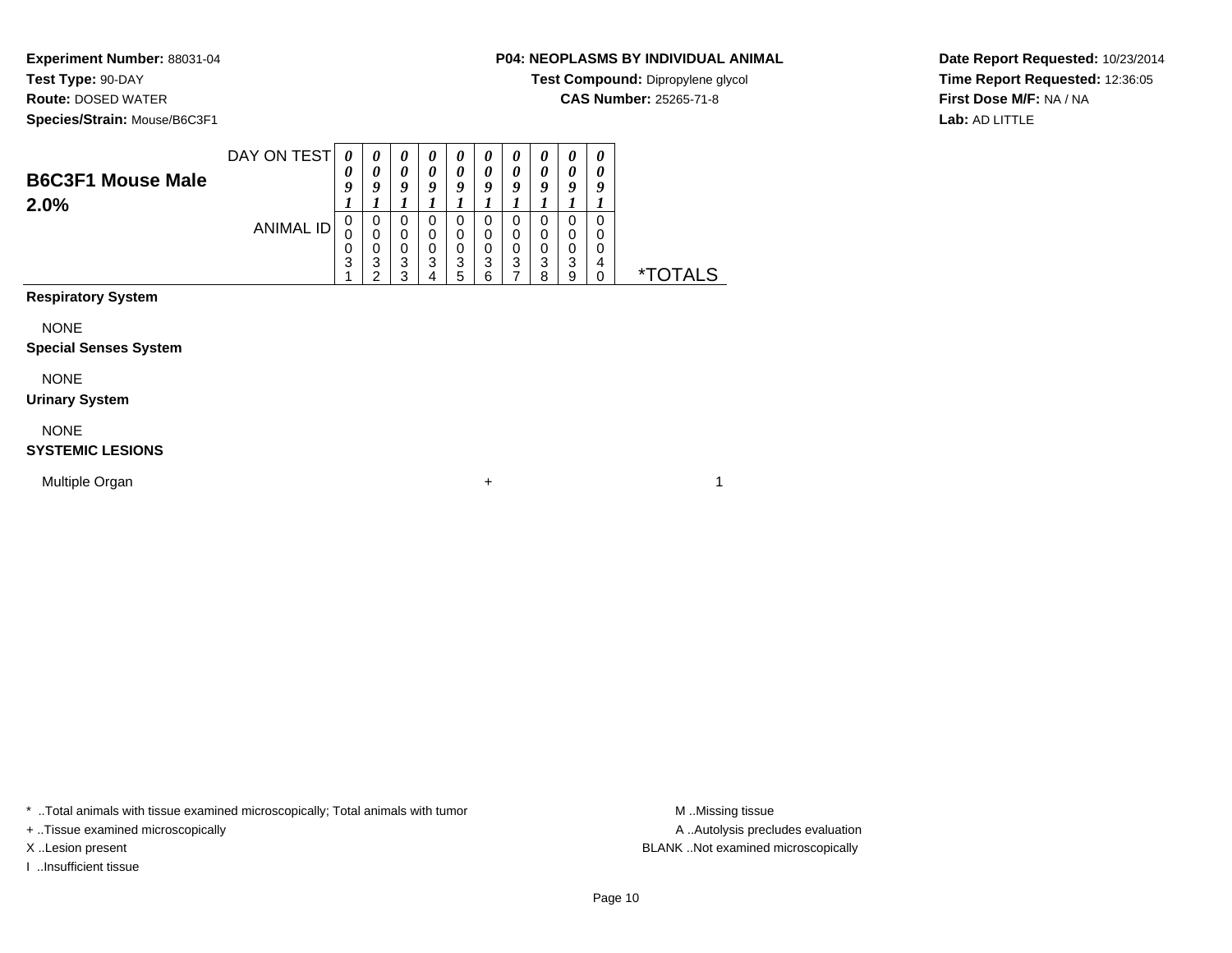**Experiment Number:** 88031-04
**Test Type:** 90-DAY
**Route:** DOSED WATER
**Species/Strain:** Mouse/B6C3F1

**P04: NEOPLASMS BY INDIVIDUAL ANIMAL**
**Test Compound:** Dipropylene glycol
**CAS Number:** 25265-71-8

**Date Report Requested:** 10/23/2014
**Time Report Requested:** 12:36:05
**First Dose M/F:** NA / NA
**Lab:** AD LITTLE

## B6C3F1 Mouse Male 2.0%

| DAY ON TEST | 0091 | 0091 | 0091 | 0091 | 0091 | 0091 | 0091 | 0091 | 0091 | 0091 | |
|---|---|---|---|---|---|---|---|---|---|---|---|
| ANIMAL ID | 00031 | 00032 | 00033 | 00034 | 00035 | 00036 | 00037 | 00038 | 00039 | 00040 | *TOTALS |
| **Respiratory System** | | | | | | | | | | | |
| NONE | | | | | | | | | | | |
| **Special Senses System** | | | | | | | | | | | |
| NONE | | | | | | | | | | | |
| **Urinary System** | | | | | | | | | | | |
| NONE | | | | | | | | | | | |
| **SYSTEMIC LESIONS** | | | | | | | | | | | |
| Multiple Organ | | | | | | + | | | | | 1 |

* ..Total animals with tissue examined microscopically; Total animals with tumor
+ ..Tissue examined microscopically
X ..Lesion present
I ..Insufficient tissue

M ..Missing tissue
A ..Autolysis precludes evaluation
BLANK ..Not examined microscopically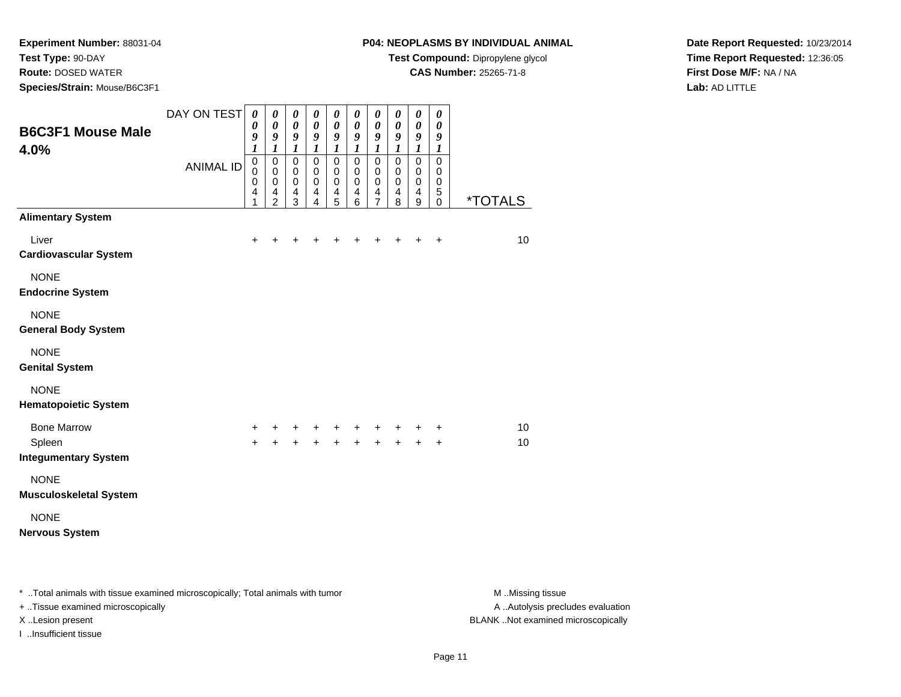**Experiment Number:** 88031-04
**Test Type:** 90-DAY
**Route:** DOSED WATER
**Species/Strain:** Mouse/B6C3F1

**P04: NEOPLASMS BY INDIVIDUAL ANIMAL**
**Test Compound:** Dipropylene glycol
**CAS Number:** 25265-71-8

**Date Report Requested:** 10/23/2014
**Time Report Requested:** 12:36:05
**First Dose M/F:** NA / NA
**Lab:** AD LITTLE

## B6C3F1 Mouse Male 4.0%

| DAY ON TEST | 0091 | 0091 | 0091 | 0091 | 0091 | 0091 | 0091 | 0091 | 0091 | 0091 | |
|---|---|---|---|---|---|---|---|---|---|---|---|
| ANIMAL ID | 00041 | 00042 | 00043 | 00044 | 00045 | 00046 | 00047 | 00048 | 00049 | 00050 | *TOTALS |
| **Alimentary System** | | | | | | | | | | | |
| Liver | + | + | + | + | + | + | + | + | + | + | 10 |
| **Cardiovascular System** | | | | | | | | | | | |
| NONE | | | | | | | | | | | |
| **Endocrine System** | | | | | | | | | | | |
| NONE | | | | | | | | | | | |
| **General Body System** | | | | | | | | | | | |
| NONE | | | | | | | | | | | |
| **Genital System** | | | | | | | | | | | |
| NONE | | | | | | | | | | | |
| **Hematopoietic System** | | | | | | | | | | | |
| Bone Marrow | + | + | + | + | + | + | + | + | + | + | 10 |
| Spleen | + | + | + | + | + | + | + | + | + | + | 10 |
| **Integumentary System** | | | | | | | | | | | |
| NONE | | | | | | | | | | | |
| **Musculoskeletal System** | | | | | | | | | | | |
| NONE | | | | | | | | | | | |
| **Nervous System** | | | | | | | | | | | |

* ..Total animals with tissue examined microscopically; Total animals with tumor
+ ..Tissue examined microscopically
X ..Lesion present
I ..Insufficient tissue

M ..Missing tissue
A ..Autolysis precludes evaluation
BLANK ..Not examined microscopically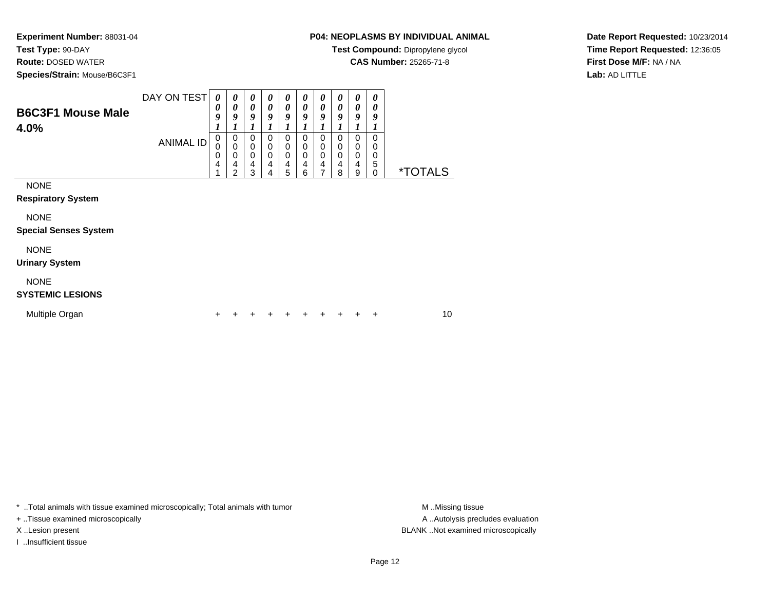**Experiment Number:** 88031-04
**Test Type:** 90-DAY
**Route:** DOSED WATER
**Species/Strain:** Mouse/B6C3F1

**P04: NEOPLASMS BY INDIVIDUAL ANIMAL**
**Test Compound:** Dipropylene glycol
**CAS Number:** 25265-71-8

**Date Report Requested:** 10/23/2014
**Time Report Requested:** 12:36:05
**First Dose M/F:** NA / NA
**Lab:** AD LITTLE

## B6C3F1 Mouse Male 4.0%

| DAY ON TEST | 0091 | 0091 | 0091 | 0091 | 0091 | 0091 | 0091 | 0091 | 0091 | 0091 | |
|---|---|---|---|---|---|---|---|---|---|---|---|
| ANIMAL ID | 00041 | 00042 | 00043 | 00044 | 00045 | 00046 | 00047 | 00048 | 00049 | 00050 | *TOTALS |
| NONE | | | | | | | | | | | |
| **Respiratory System** | | | | | | | | | | | |
| NONE | | | | | | | | | | | |
| **Special Senses System** | | | | | | | | | | | |
| NONE | | | | | | | | | | | |
| **Urinary System** | | | | | | | | | | | |
| NONE | | | | | | | | | | | |
| **SYSTEMIC LESIONS** | | | | | | | | | | | |
| Multiple Organ | + | + | + | + | + | + | + | + | + | + | 10 |

* ..Total animals with tissue examined microscopically; Total animals with tumor
+ ..Tissue examined microscopically
X ..Lesion present
I ..Insufficient tissue

M ..Missing tissue
A ..Autolysis precludes evaluation
BLANK ..Not examined microscopically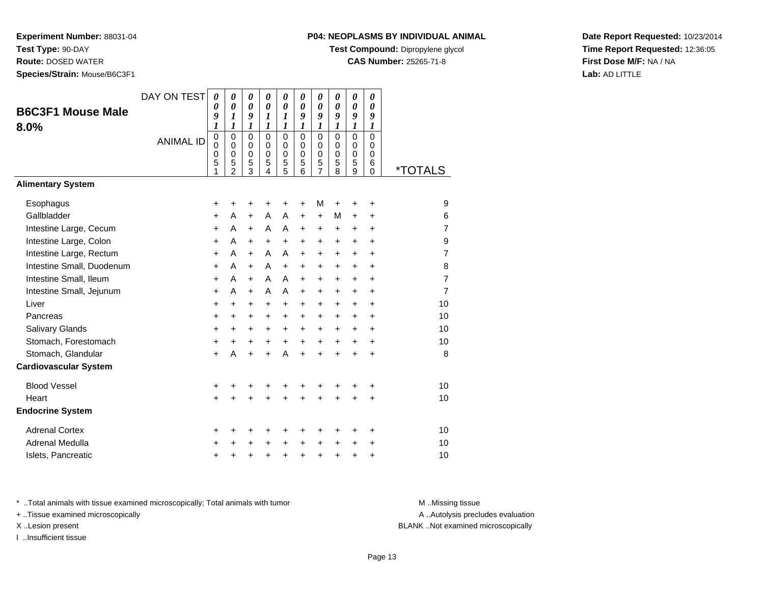**Experiment Number:** 88031-04
**Test Type:** 90-DAY
**Route:** DOSED WATER
**Species/Strain:** Mouse/B6C3F1

**P04: NEOPLASMS BY INDIVIDUAL ANIMAL**
**Test Compound:** Dipropylene glycol
**CAS Number:** 25265-71-8

**Date Report Requested:** 10/23/2014
**Time Report Requested:** 12:36:05
**First Dose M/F:** NA / NA
**Lab:** AD LITTLE

## B6C3F1 Mouse Male 8.0%

| DAY ON TEST | 0091 | 0011 | 0091 | 0011 | 0011 | 0091 | 0091 | 0091 | 0091 | 0091 | |
|---|---|---|---|---|---|---|---|---|---|---|---|
| **ANIMAL ID** | 00051 | 00052 | 00053 | 00054 | 00055 | 00056 | 00057 | 00058 | 00059 | 00060 | ***TOTALS** |
| **Alimentary System** | | | | | | | | | | | |
| Esophagus | + | + | + | + | + | + | M | + | + | + | 9 |
| Gallbladder | + | A | + | A | A | + | + | M | + | + | 6 |
| Intestine Large, Cecum | + | A | + | A | A | + | + | + | + | + | 7 |
| Intestine Large, Colon | + | A | + | + | + | + | + | + | + | + | 9 |
| Intestine Large, Rectum | + | A | + | A | A | + | + | + | + | + | 7 |
| Intestine Small, Duodenum | + | A | + | A | + | + | + | + | + | + | 8 |
| Intestine Small, Ileum | + | A | + | A | A | + | + | + | + | + | 7 |
| Intestine Small, Jejunum | + | A | + | A | A | + | + | + | + | + | 7 |
| Liver | + | + | + | + | + | + | + | + | + | + | 10 |
| Pancreas | + | + | + | + | + | + | + | + | + | + | 10 |
| Salivary Glands | + | + | + | + | + | + | + | + | + | + | 10 |
| Stomach, Forestomach | + | + | + | + | + | + | + | + | + | + | 10 |
| Stomach, Glandular | + | A | + | + | A | + | + | + | + | + | 8 |
| **Cardiovascular System** | | | | | | | | | | | |
| Blood Vessel | + | + | + | + | + | + | + | + | + | + | 10 |
| Heart | + | + | + | + | + | + | + | + | + | + | 10 |
| **Endocrine System** | | | | | | | | | | | |
| Adrenal Cortex | + | + | + | + | + | + | + | + | + | + | 10 |
| Adrenal Medulla | + | + | + | + | + | + | + | + | + | + | 10 |
| Islets, Pancreatic | + | + | + | + | + | + | + | + | + | + | 10 |

\* ..Total animals with tissue examined microscopically; Total animals with tumor
\+ ..Tissue examined microscopically
X ..Lesion present
I ..Insufficient tissue

M ..Missing tissue
A ..Autolysis precludes evaluation
BLANK ..Not examined microscopically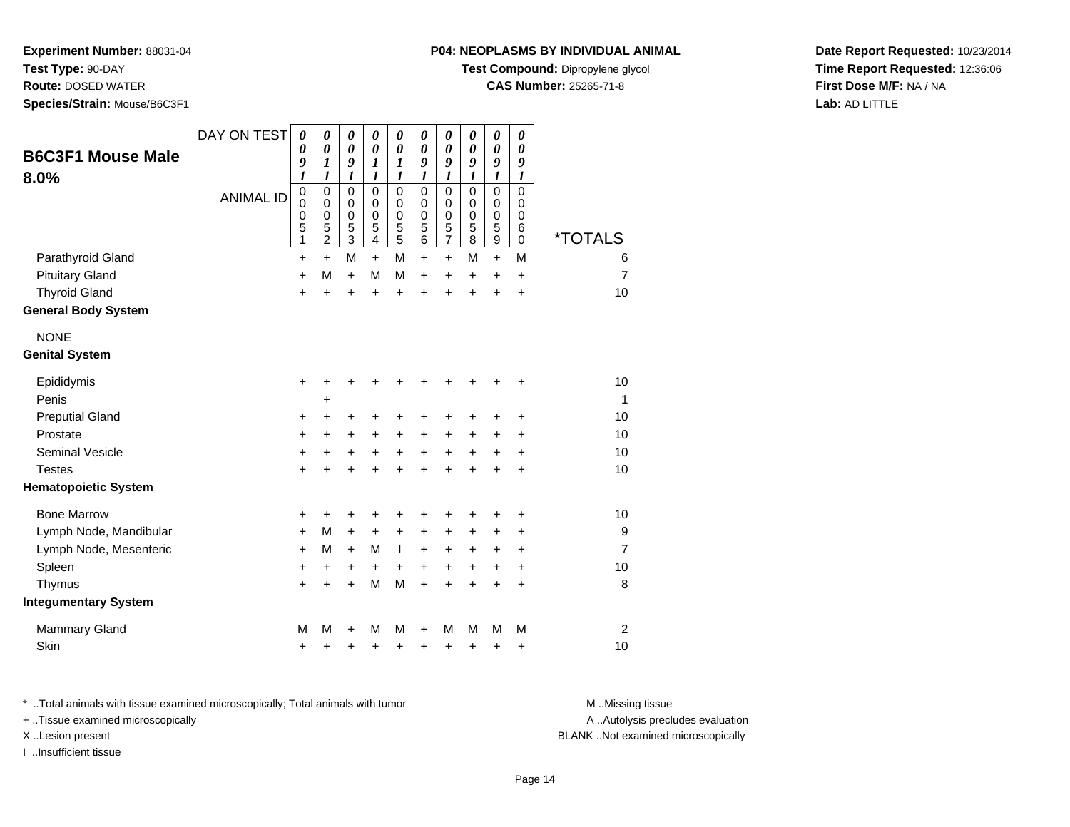**Experiment Number:** 88031-04
**Test Type:** 90-DAY
**Route:** DOSED WATER
**Species/Strain:** Mouse/B6C3F1

**P04: NEOPLASMS BY INDIVIDUAL ANIMAL**
**Test Compound:** Dipropylene glycol
**CAS Number:** 25265-71-8

**Date Report Requested:** 10/23/2014
**Time Report Requested:** 12:36:06
**First Dose M/F:** NA / NA
**Lab:** AD LITTLE

## B6C3F1 Mouse Male 8.0%

| DAY ON TEST | 0091 | 0011 | 0091 | 0011 | 0011 | 0091 | 0091 | 0091 | 0091 | 0091 | |
|---|---|---|---|---|---|---|---|---|---|---|---|
| ANIMAL ID | 00051 | 00052 | 00053 | 00054 | 00055 | 00056 | 00057 | 00058 | 00059 | 00060 | *TOTALS |
| Parathyroid Gland | + | + | M | + | M | + | + | M | + | M | 6 |
| Pituitary Gland | + | M | + | M | M | + | + | + | + | + | 7 |
| Thyroid Gland | + | + | + | + | + | + | + | + | + | + | 10 |
| **General Body System** | | | | | | | | | | | |
| NONE | | | | | | | | | | | |
| **Genital System** | | | | | | | | | | | |
| Epididymis | + | + | + | + | + | + | + | + | + | + | 10 |
| Penis | | + | | | | | | | | | 1 |
| Preputial Gland | + | + | + | + | + | + | + | + | + | + | 10 |
| Prostate | + | + | + | + | + | + | + | + | + | + | 10 |
| Seminal Vesicle | + | + | + | + | + | + | + | + | + | + | 10 |
| Testes | + | + | + | + | + | + | + | + | + | + | 10 |
| **Hematopoietic System** | | | | | | | | | | | |
| Bone Marrow | + | + | + | + | + | + | + | + | + | + | 10 |
| Lymph Node, Mandibular | + | M | + | + | + | + | + | + | + | + | 9 |
| Lymph Node, Mesenteric | + | M | + | M | I | + | + | + | + | + | 7 |
| Spleen | + | + | + | + | + | + | + | + | + | + | 10 |
| Thymus | + | + | + | M | M | + | + | + | + | + | 8 |
| **Integumentary System** | | | | | | | | | | | |
| Mammary Gland | M | M | + | M | M | + | M | M | M | M | 2 |
| Skin | + | + | + | + | + | + | + | + | + | + | 10 |

\* ..Total animals with tissue examined microscopically; Total animals with tumor
\+ ..Tissue examined microscopically
X ..Lesion present
I ..Insufficient tissue

M ..Missing tissue
A ..Autolysis precludes evaluation
BLANK ..Not examined microscopically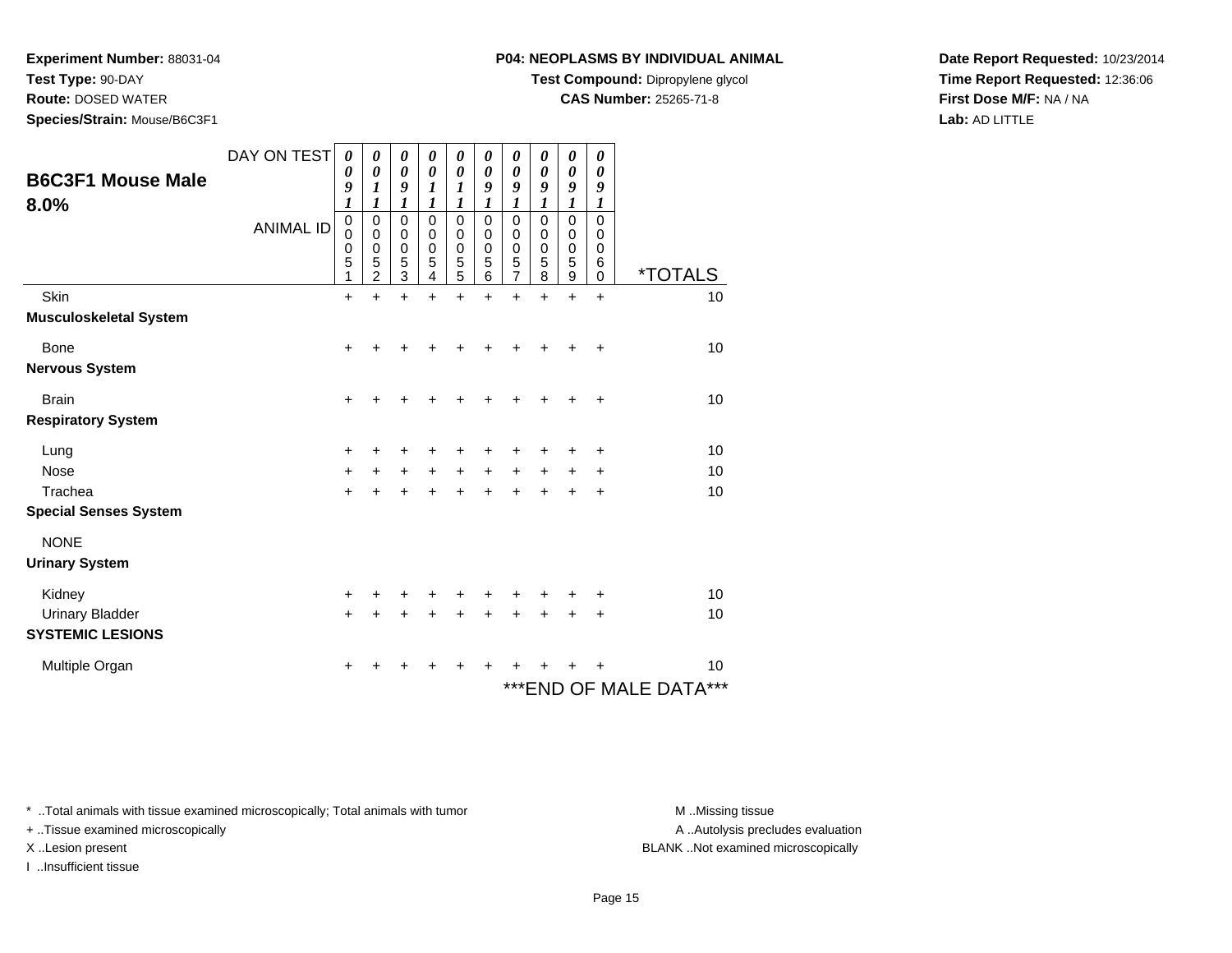**Experiment Number:** 88031-04
**Test Type:** 90-DAY
**Route:** DOSED WATER
**Species/Strain:** Mouse/B6C3F1

**P04: NEOPLASMS BY INDIVIDUAL ANIMAL**
**Test Compound:** Dipropylene glycol
**CAS Number:** 25265-71-8

**Date Report Requested:** 10/23/2014
**Time Report Requested:** 12:36:06
**First Dose M/F:** NA / NA
**Lab:** AD LITTLE

## B6C3F1 Mouse Male 8.0%

| DAY ON TEST | 0091 | 0011 | 0091 | 0011 | 0011 | 0091 | 0091 | 0091 | 0091 | 0091 | |
|---|---|---|---|---|---|---|---|---|---|---|---|
| ANIMAL ID | 00051 | 00052 | 00053 | 00054 | 00055 | 00056 | 00057 | 00058 | 00059 | 00060 | *TOTALS |
| Skin | + | + | + | + | + | + | + | + | + | + | 10 |
| **Musculoskeletal System** | | | | | | | | | | | |
| Bone | + | + | + | + | + | + | + | + | + | + | 10 |
| **Nervous System** | | | | | | | | | | | |
| Brain | + | + | + | + | + | + | + | + | + | + | 10 |
| **Respiratory System** | | | | | | | | | | | |
| Lung | + | + | + | + | + | + | + | + | + | + | 10 |
| Nose | + | + | + | + | + | + | + | + | + | + | 10 |
| Trachea | + | + | + | + | + | + | + | + | + | + | 10 |
| **Special Senses System** | | | | | | | | | | | |
| NONE | | | | | | | | | | | |
| **Urinary System** | | | | | | | | | | | |
| Kidney | + | + | + | + | + | + | + | + | + | + | 10 |
| Urinary Bladder | + | + | + | + | + | + | + | + | + | + | 10 |
| **SYSTEMIC LESIONS** | | | | | | | | | | | |
| Multiple Organ | + | + | + | + | + | + | + | + | + | + | 10 |

***END OF MALE DATA***

* ..Total animals with tissue examined microscopically; Total animals with tumor
+ ..Tissue examined microscopically
X ..Lesion present
I ..Insufficient tissue

M ..Missing tissue
A ..Autolysis precludes evaluation
BLANK ..Not examined microscopically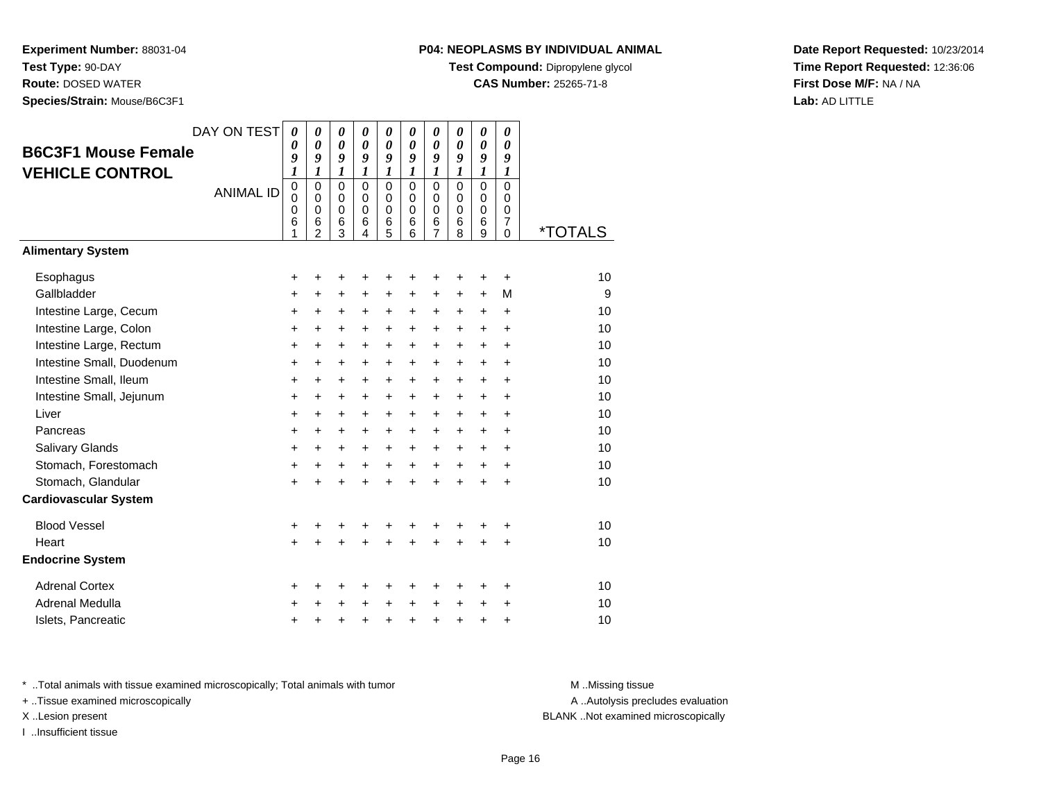**Experiment Number:** 88031-04
**Test Type:** 90-DAY
**Route:** DOSED WATER
**Species/Strain:** Mouse/B6C3F1

**P04: NEOPLASMS BY INDIVIDUAL ANIMAL**
**Test Compound:** Dipropylene glycol
**CAS Number:** 25265-71-8

**Date Report Requested:** 10/23/2014
**Time Report Requested:** 12:36:06
**First Dose M/F:** NA / NA
**Lab:** AD LITTLE

## B6C3F1 Mouse Female VEHICLE CONTROL

| DAY ON TEST | 0091 | 0091 | 0091 | 0091 | 0091 | 0091 | 0091 | 0091 | 0091 | 0091 | |
|---|---|---|---|---|---|---|---|---|---|---|---|
| ANIMAL ID | 00061 | 00062 | 00063 | 00064 | 00065 | 00066 | 00067 | 00068 | 00069 | 00070 | *TOTALS |
| **Alimentary System** | | | | | | | | | | | |
| Esophagus | + | + | + | + | + | + | + | + | + | + | 10 |
| Gallbladder | + | + | + | + | + | + | + | + | + | M | 9 |
| Intestine Large, Cecum | + | + | + | + | + | + | + | + | + | + | 10 |
| Intestine Large, Colon | + | + | + | + | + | + | + | + | + | + | 10 |
| Intestine Large, Rectum | + | + | + | + | + | + | + | + | + | + | 10 |
| Intestine Small, Duodenum | + | + | + | + | + | + | + | + | + | + | 10 |
| Intestine Small, Ileum | + | + | + | + | + | + | + | + | + | + | 10 |
| Intestine Small, Jejunum | + | + | + | + | + | + | + | + | + | + | 10 |
| Liver | + | + | + | + | + | + | + | + | + | + | 10 |
| Pancreas | + | + | + | + | + | + | + | + | + | + | 10 |
| Salivary Glands | + | + | + | + | + | + | + | + | + | + | 10 |
| Stomach, Forestomach | + | + | + | + | + | + | + | + | + | + | 10 |
| Stomach, Glandular | + | + | + | + | + | + | + | + | + | + | 10 |
| **Cardiovascular System** | | | | | | | | | | | |
| Blood Vessel | + | + | + | + | + | + | + | + | + | + | 10 |
| Heart | + | + | + | + | + | + | + | + | + | + | 10 |
| **Endocrine System** | | | | | | | | | | | |
| Adrenal Cortex | + | + | + | + | + | + | + | + | + | + | 10 |
| Adrenal Medulla | + | + | + | + | + | + | + | + | + | + | 10 |
| Islets, Pancreatic | + | + | + | + | + | + | + | + | + | + | 10 |

* ..Total animals with tissue examined microscopically; Total animals with tumor
+ ..Tissue examined microscopically
X ..Lesion present
I ..Insufficient tissue

M ..Missing tissue
A ..Autolysis precludes evaluation
BLANK ..Not examined microscopically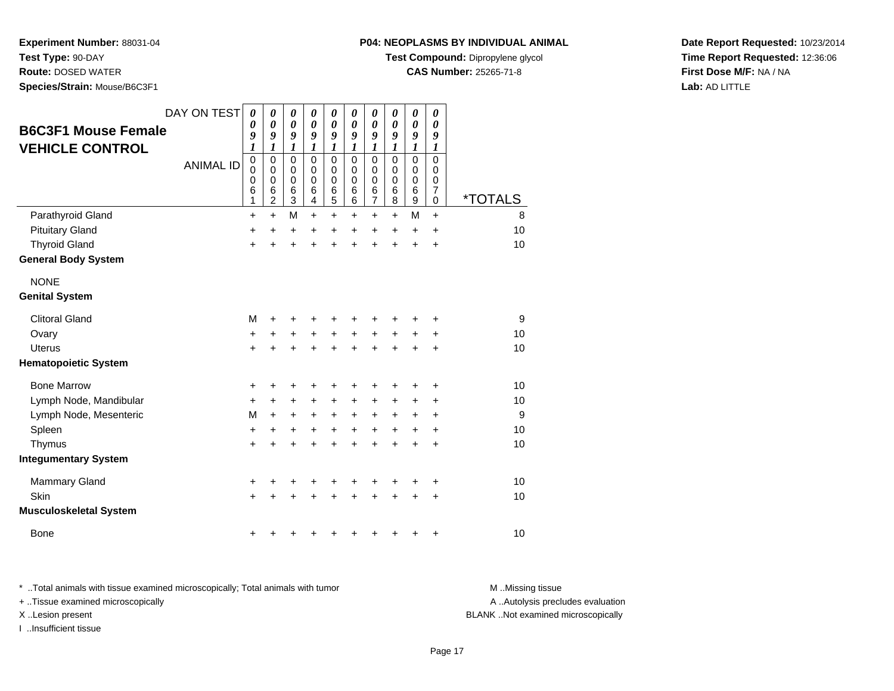**Experiment Number:** 88031-04
**Test Type:** 90-DAY
**Route:** DOSED WATER
**Species/Strain:** Mouse/B6C3F1

**P04: NEOPLASMS BY INDIVIDUAL ANIMAL**
**Test Compound:** Dipropylene glycol
**CAS Number:** 25265-71-8

**Date Report Requested:** 10/23/2014
**Time Report Requested:** 12:36:06
**First Dose M/F:** NA / NA
**Lab:** AD LITTLE

## B6C3F1 Mouse Female
## VEHICLE CONTROL

| DAY ON TEST | 0091 | 0091 | 0091 | 0091 | 0091 | 0091 | 0091 | 0091 | 0091 | 0091 | |
|---|---|---|---|---|---|---|---|---|---|---|---|
| ANIMAL ID | 00061 | 00062 | 00063 | 00064 | 00065 | 00066 | 00067 | 00068 | 00069 | 00070 | *TOTALS |
| Parathyroid Gland | + | + | M | + | + | + | + | + | M | + | 8 |
| Pituitary Gland | + | + | + | + | + | + | + | + | + | + | 10 |
| Thyroid Gland | + | + | + | + | + | + | + | + | + | + | 10 |
| **General Body System** | | | | | | | | | | | |
| NONE | | | | | | | | | | | |
| **Genital System** | | | | | | | | | | | |
| Clitoral Gland | M | + | + | + | + | + | + | + | + | + | 9 |
| Ovary | + | + | + | + | + | + | + | + | + | + | 10 |
| Uterus | + | + | + | + | + | + | + | + | + | + | 10 |
| **Hematopoietic System** | | | | | | | | | | | |
| Bone Marrow | + | + | + | + | + | + | + | + | + | + | 10 |
| Lymph Node, Mandibular | + | + | + | + | + | + | + | + | + | + | 10 |
| Lymph Node, Mesenteric | M | + | + | + | + | + | + | + | + | + | 9 |
| Spleen | + | + | + | + | + | + | + | + | + | + | 10 |
| Thymus | + | + | + | + | + | + | + | + | + | + | 10 |
| **Integumentary System** | | | | | | | | | | | |
| Mammary Gland | + | + | + | + | + | + | + | + | + | + | 10 |
| Skin | + | + | + | + | + | + | + | + | + | + | 10 |
| **Musculoskeletal System** | | | | | | | | | | | |
| Bone | + | + | + | + | + | + | + | + | + | + | 10 |

* ..Total animals with tissue examined microscopically; Total animals with tumor
+ ..Tissue examined microscopically
X ..Lesion present
I ..Insufficient tissue

M ..Missing tissue
A ..Autolysis precludes evaluation
BLANK ..Not examined microscopically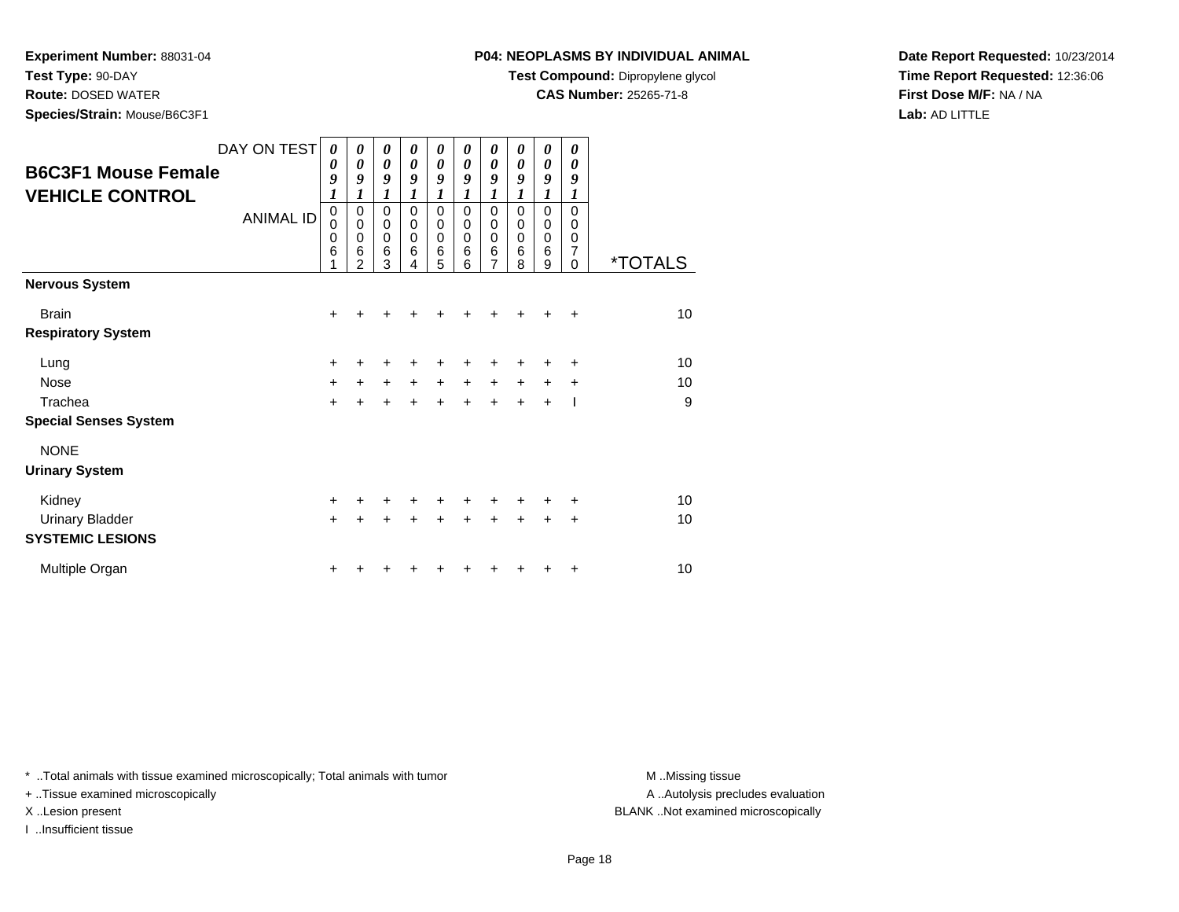**Experiment Number:** 88031-04
**Test Type:** 90-DAY
**Route:** DOSED WATER
**Species/Strain:** Mouse/B6C3F1

**P04: NEOPLASMS BY INDIVIDUAL ANIMAL**
**Test Compound:** Dipropylene glycol
**CAS Number:** 25265-71-8

**Date Report Requested:** 10/23/2014
**Time Report Requested:** 12:36:06
**First Dose M/F:** NA / NA
**Lab:** AD LITTLE

## B6C3F1 Mouse Female VEHICLE CONTROL

| DAY ON TEST | 0091 | 0091 | 0091 | 0091 | 0091 | 0091 | 0091 | 0091 | 0091 | 0091 | |
|---|---|---|---|---|---|---|---|---|---|---|---|
| ANIMAL ID | 00061 | 00062 | 00063 | 00064 | 00065 | 00066 | 00067 | 00068 | 00069 | 00070 | *TOTALS |
| **Nervous System** | | | | | | | | | | | |
| Brain | + | + | + | + | + | + | + | + | + | + | 10 |
| **Respiratory System** | | | | | | | | | | | |
| Lung | + | + | + | + | + | + | + | + | + | + | 10 |
| Nose | + | + | + | + | + | + | + | + | + | + | 10 |
| Trachea | + | + | + | + | + | + | + | + | + | I | 9 |
| **Special Senses System** | | | | | | | | | | | |
| NONE | | | | | | | | | | | |
| **Urinary System** | | | | | | | | | | | |
| Kidney | + | + | + | + | + | + | + | + | + | + | 10 |
| Urinary Bladder | + | + | + | + | + | + | + | + | + | + | 10 |
| **SYSTEMIC LESIONS** | | | | | | | | | | | |
| Multiple Organ | + | + | + | + | + | + | + | + | + | + | 10 |

* ..Total animals with tissue examined microscopically; Total animals with tumor
+ ..Tissue examined microscopically
X ..Lesion present
I ..Insufficient tissue

M ..Missing tissue
A ..Autolysis precludes evaluation
BLANK ..Not examined microscopically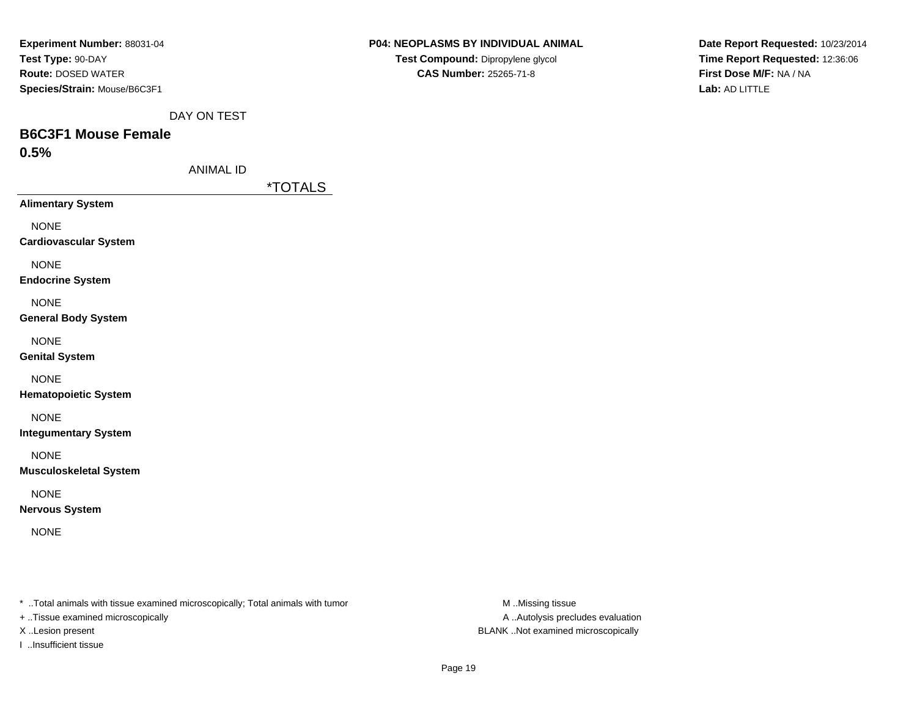**Experiment Number:** 88031-04
**Test Type:** 90-DAY
**Route:** DOSED WATER
**Species/Strain:** Mouse/B6C3F1

**P04: NEOPLASMS BY INDIVIDUAL ANIMAL**
**Test Compound:** Dipropylene glycol
**CAS Number:** 25265-71-8

**Date Report Requested:** 10/23/2014
**Time Report Requested:** 12:36:06
**First Dose M/F:** NA / NA
**Lab:** AD LITTLE

DAY ON TEST

## B6C3F1 Mouse Female

## 0.5%

ANIMAL ID

| | *TOTALS |
|---|---|
| **Alimentary System** | |
| NONE | |
| **Cardiovascular System** | |
| NONE | |
| **Endocrine System** | |
| NONE | |
| **General Body System** | |
| NONE | |
| **Genital System** | |
| NONE | |
| **Hematopoietic System** | |
| NONE | |
| **Integumentary System** | |
| NONE | |
| **Musculoskeletal System** | |
| NONE | |
| **Nervous System** | |
| NONE | |

* ..Total animals with tissue examined microscopically; Total animals with tumor
+ ..Tissue examined microscopically
X ..Lesion present
I ..Insufficient tissue

M ..Missing tissue
A ..Autolysis precludes evaluation
BLANK ..Not examined microscopically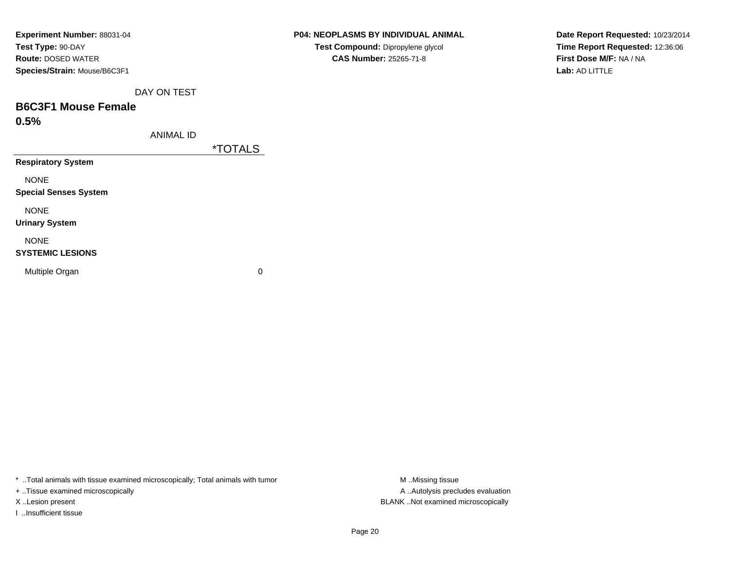**Experiment Number:** 88031-04
**Test Type:** 90-DAY
**Route:** DOSED WATER
**Species/Strain:** Mouse/B6C3F1

**P04: NEOPLASMS BY INDIVIDUAL ANIMAL**
**Test Compound:** Dipropylene glycol
**CAS Number:** 25265-71-8

**Date Report Requested:** 10/23/2014
**Time Report Requested:** 12:36:06
**First Dose M/F:** NA / NA
**Lab:** AD LITTLE

DAY ON TEST

## B6C3F1 Mouse Female
## 0.5%

| ANIMAL ID | *TOTALS |
|---|---|
| **Respiratory System** | |
| NONE | |
| **Special Senses System** | |
| NONE | |
| **Urinary System** | |
| NONE | |
| **SYSTEMIC LESIONS** | |
| Multiple Organ | 0 |

* ..Total animals with tissue examined microscopically; Total animals with tumor
+ ..Tissue examined microscopically
X ..Lesion present
I ..Insufficient tissue

M ..Missing tissue
A ..Autolysis precludes evaluation
BLANK ..Not examined microscopically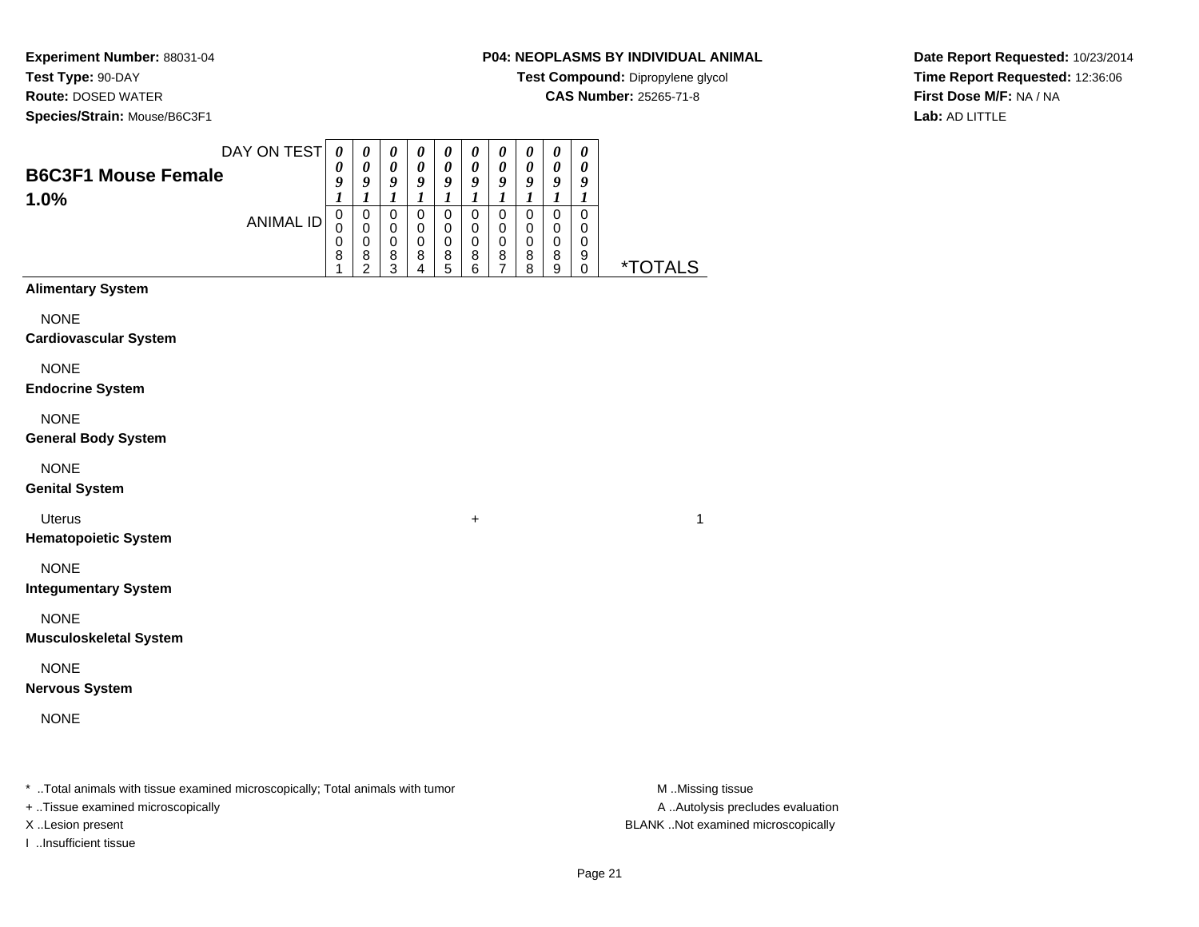**Experiment Number:** 88031-04
**Test Type:** 90-DAY
**Route:** DOSED WATER
**Species/Strain:** Mouse/B6C3F1

**P04: NEOPLASMS BY INDIVIDUAL ANIMAL**
**Test Compound:** Dipropylene glycol
**CAS Number:** 25265-71-8

**Date Report Requested:** 10/23/2014
**Time Report Requested:** 12:36:06
**First Dose M/F:** NA / NA
**Lab:** AD LITTLE

## B6C3F1 Mouse Female 1.0%

| DAY ON TEST | 0091 | 0091 | 0091 | 0091 | 0091 | 0091 | 0091 | 0091 | 0091 | 0091 | |
|---|---|---|---|---|---|---|---|---|---|---|---|
| ANIMAL ID | 00081 | 00082 | 00083 | 00084 | 00085 | 00086 | 00087 | 00088 | 00089 | 00090 | *TOTALS |
| **Alimentary System** | | | | | | | | | | | |
| NONE | | | | | | | | | | | |
| **Cardiovascular System** | | | | | | | | | | | |
| NONE | | | | | | | | | | | |
| **Endocrine System** | | | | | | | | | | | |
| NONE | | | | | | | | | | | |
| **General Body System** | | | | | | | | | | | |
| NONE | | | | | | | | | | | |
| **Genital System** | | | | | | | | | | | |
| Uterus | | | | | | + | | | | | 1 |
| **Hematopoietic System** | | | | | | | | | | | |
| NONE | | | | | | | | | | | |
| **Integumentary System** | | | | | | | | | | | |
| NONE | | | | | | | | | | | |
| **Musculoskeletal System** | | | | | | | | | | | |
| NONE | | | | | | | | | | | |
| **Nervous System** | | | | | | | | | | | |
| NONE | | | | | | | | | | | |

* ..Total animals with tissue examined microscopically; Total animals with tumor
+ ..Tissue examined microscopically
X ..Lesion present
I ..Insufficient tissue

M ..Missing tissue
A ..Autolysis precludes evaluation
BLANK ..Not examined microscopically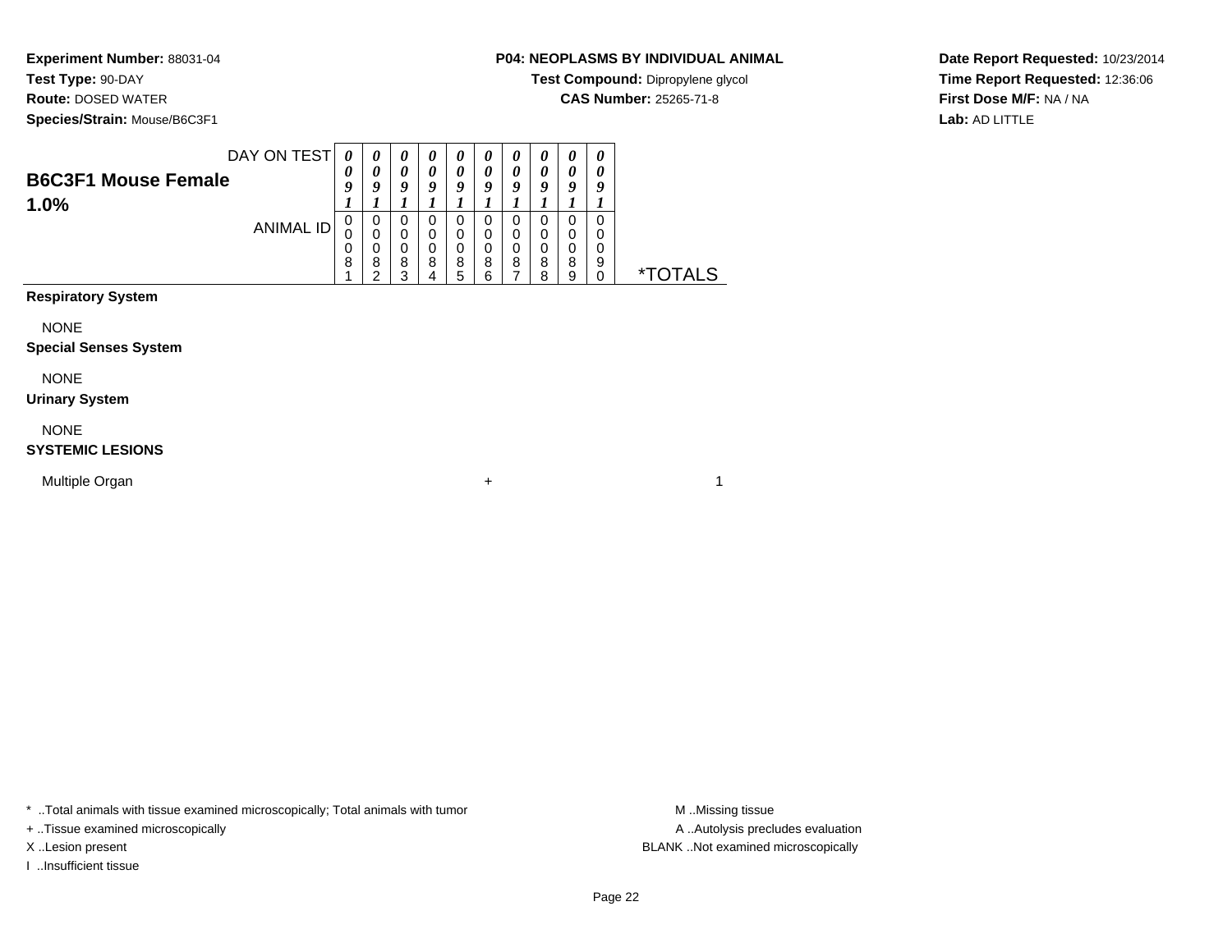**Experiment Number:** 88031-04
**Test Type:** 90-DAY
**Route:** DOSED WATER
**Species/Strain:** Mouse/B6C3F1

**P04: NEOPLASMS BY INDIVIDUAL ANIMAL**
**Test Compound:** Dipropylene glycol
**CAS Number:** 25265-71-8

**Date Report Requested:** 10/23/2014
**Time Report Requested:** 12:36:06
**First Dose M/F:** NA / NA
**Lab:** AD LITTLE

## B6C3F1 Mouse Female 1.0%

| DAY ON TEST | 0091 | 0091 | 0091 | 0091 | 0091 | 0091 | 0091 | 0091 | 0091 | 0091 | |
|---|---|---|---|---|---|---|---|---|---|---|---|
| ANIMAL ID | 00081 | 00082 | 00083 | 00084 | 00085 | 00086 | 00087 | 00088 | 00089 | 00090 | *TOTALS |
| **Respiratory System** | | | | | | | | | | | |
| NONE | | | | | | | | | | | |
| **Special Senses System** | | | | | | | | | | | |
| NONE | | | | | | | | | | | |
| **Urinary System** | | | | | | | | | | | |
| NONE | | | | | | | | | | | |
| **SYSTEMIC LESIONS** | | | | | | | | | | | |
| Multiple Organ | | | | | | + | | | | | 1 |

* ..Total animals with tissue examined microscopically; Total animals with tumor
+ ..Tissue examined microscopically
X ..Lesion present
I ..Insufficient tissue

M ..Missing tissue
A ..Autolysis precludes evaluation
BLANK ..Not examined microscopically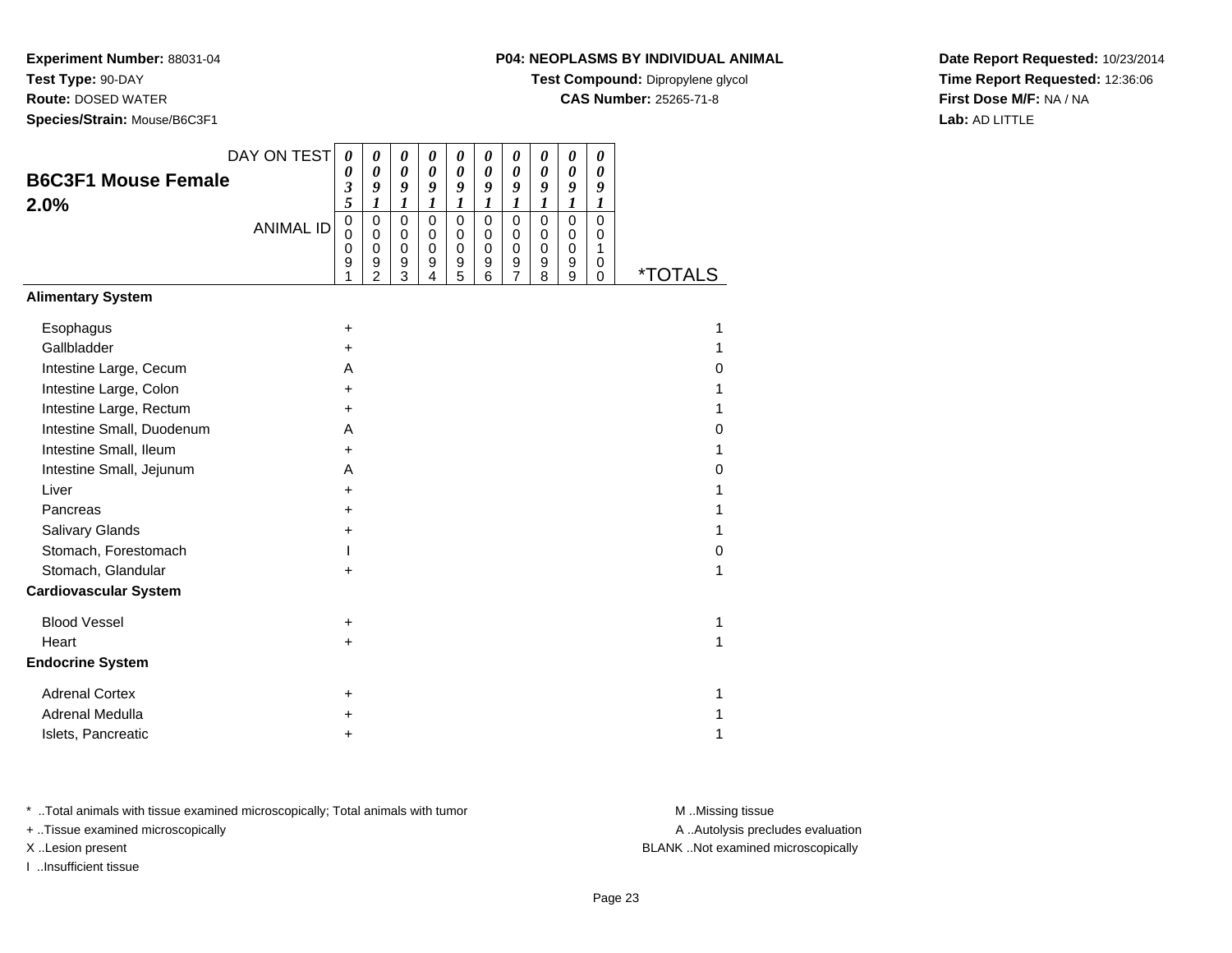**Experiment Number:** 88031-04
**Test Type:** 90-DAY
**Route:** DOSED WATER
**Species/Strain:** Mouse/B6C3F1

**P04: NEOPLASMS BY INDIVIDUAL ANIMAL**
**Test Compound:** Dipropylene glycol
**CAS Number:** 25265-71-8

**Date Report Requested:** 10/23/2014
**Time Report Requested:** 12:36:06
**First Dose M/F:** NA / NA
**Lab:** AD LITTLE

## B6C3F1 Mouse Female 2.0%

| DAY ON TEST | 0035 | 0091 | 0091 | 0091 | 0091 | 0091 | 0091 | 0091 | 0091 | 0091 | |
|---|---|---|---|---|---|---|---|---|---|---|---|
| **ANIMAL ID** | 00091 | 00092 | 00093 | 00094 | 00095 | 00096 | 00097 | 00098 | 00099 | 00100 | ***TOTALS** |
| **Alimentary System** | | | | | | | | | | | |
| Esophagus | + | | | | | | | | | | 1 |
| Gallbladder | + | | | | | | | | | | 1 |
| Intestine Large, Cecum | A | | | | | | | | | | 0 |
| Intestine Large, Colon | + | | | | | | | | | | 1 |
| Intestine Large, Rectum | + | | | | | | | | | | 1 |
| Intestine Small, Duodenum | A | | | | | | | | | | 0 |
| Intestine Small, Ileum | + | | | | | | | | | | 1 |
| Intestine Small, Jejunum | A | | | | | | | | | | 0 |
| Liver | + | | | | | | | | | | 1 |
| Pancreas | + | | | | | | | | | | 1 |
| Salivary Glands | + | | | | | | | | | | 1 |
| Stomach, Forestomach | I | | | | | | | | | | 0 |
| Stomach, Glandular | + | | | | | | | | | | 1 |
| **Cardiovascular System** | | | | | | | | | | | |
| Blood Vessel | + | | | | | | | | | | 1 |
| Heart | + | | | | | | | | | | 1 |
| **Endocrine System** | | | | | | | | | | | |
| Adrenal Cortex | + | | | | | | | | | | 1 |
| Adrenal Medulla | + | | | | | | | | | | 1 |
| Islets, Pancreatic | + | | | | | | | | | | 1 |

* ..Total animals with tissue examined microscopically; Total animals with tumor
+ ..Tissue examined microscopically
X ..Lesion present
I ..Insufficient tissue

M ..Missing tissue
A ..Autolysis precludes evaluation
BLANK ..Not examined microscopically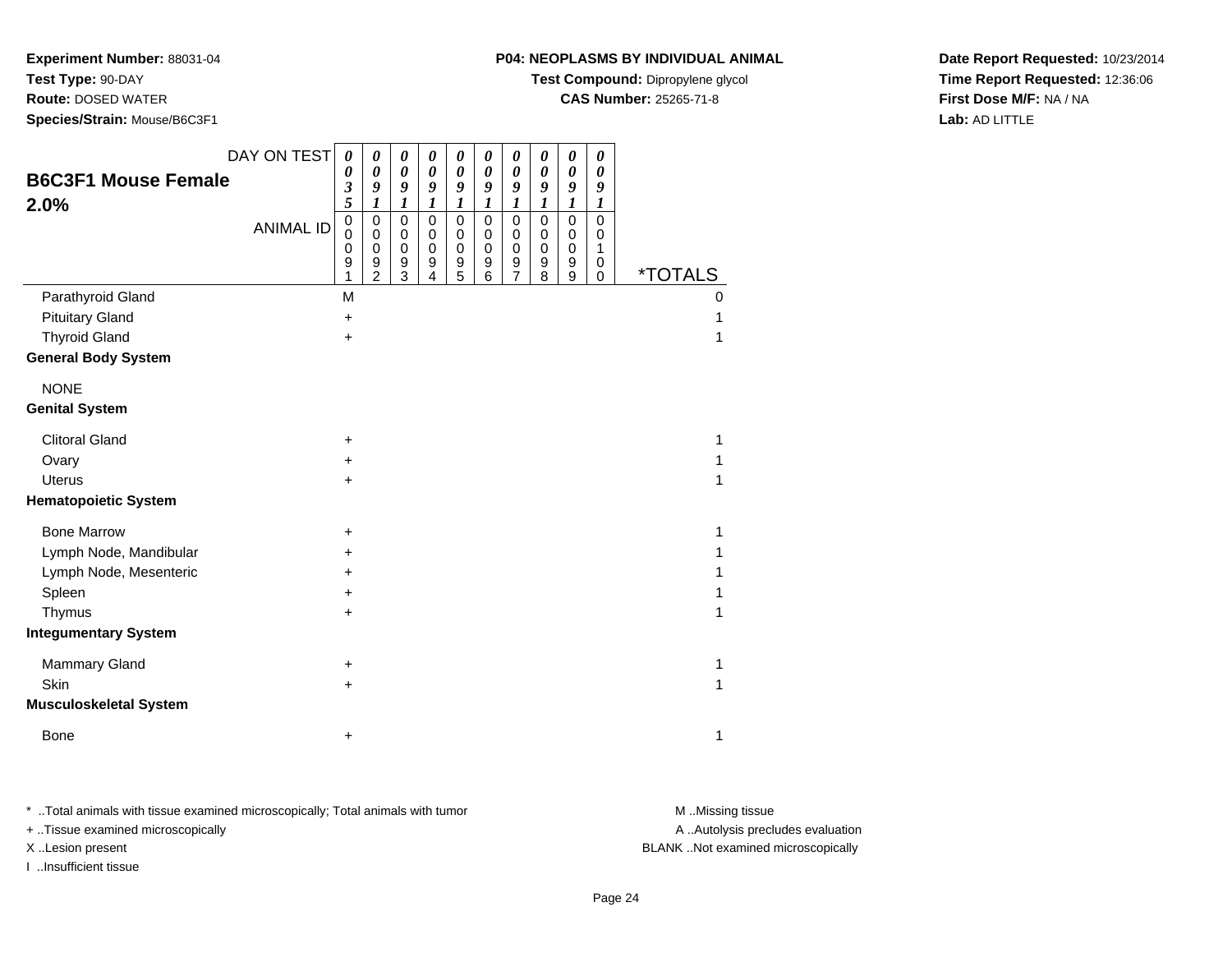**Experiment Number:** 88031-04
**Test Type:** 90-DAY
**Route:** DOSED WATER
**Species/Strain:** Mouse/B6C3F1

**P04: NEOPLASMS BY INDIVIDUAL ANIMAL**
**Test Compound:** Dipropylene glycol
**CAS Number:** 25265-71-8

**Date Report Requested:** 10/23/2014
**Time Report Requested:** 12:36:06
**First Dose M/F:** NA / NA
**Lab:** AD LITTLE

## B6C3F1 Mouse Female 2.0%

| DAY ON TEST | 0035 | 0091 | 0091 | 0091 | 0091 | 0091 | 0091 | 0091 | 0091 | 0091 | |
|---|---|---|---|---|---|---|---|---|---|---|---|
| **ANIMAL ID** | 00091 | 00092 | 00093 | 00094 | 00095 | 00096 | 00097 | 00098 | 00099 | 00100 | ***TOTALS** |
| Parathyroid Gland | M | | | | | | | | | | 0 |
| Pituitary Gland | + | | | | | | | | | | 1 |
| Thyroid Gland | + | | | | | | | | | | 1 |
| **General Body System** | | | | | | | | | | | |
| NONE | | | | | | | | | | | |
| **Genital System** | | | | | | | | | | | |
| Clitoral Gland | + | | | | | | | | | | 1 |
| Ovary | + | | | | | | | | | | 1 |
| Uterus | + | | | | | | | | | | 1 |
| **Hematopoietic System** | | | | | | | | | | | |
| Bone Marrow | + | | | | | | | | | | 1 |
| Lymph Node, Mandibular | + | | | | | | | | | | 1 |
| Lymph Node, Mesenteric | + | | | | | | | | | | 1 |
| Spleen | + | | | | | | | | | | 1 |
| Thymus | + | | | | | | | | | | 1 |
| **Integumentary System** | | | | | | | | | | | |
| Mammary Gland | + | | | | | | | | | | 1 |
| Skin | + | | | | | | | | | | 1 |
| **Musculoskeletal System** | | | | | | | | | | | |
| Bone | + | | | | | | | | | | 1 |

* ..Total animals with tissue examined microscopically; Total animals with tumor
+ ..Tissue examined microscopically
X ..Lesion present
I ..Insufficient tissue

M ..Missing tissue
A ..Autolysis precludes evaluation
BLANK ..Not examined microscopically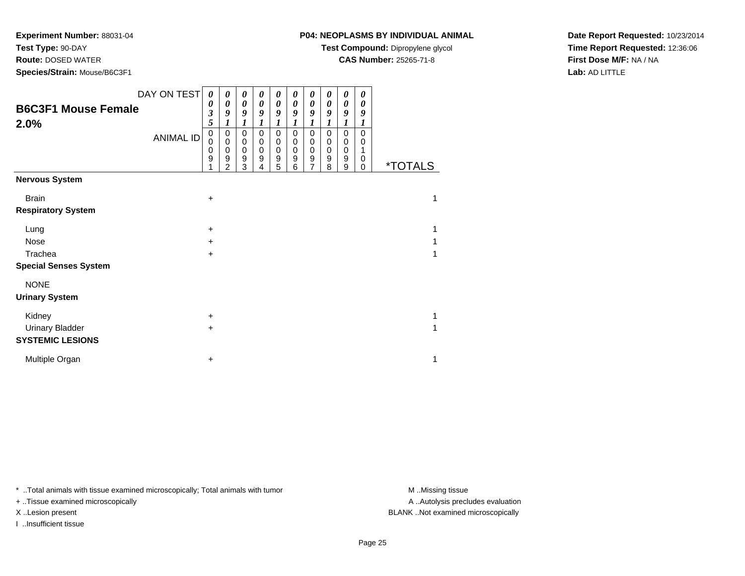**Experiment Number:** 88031-04
**Test Type:** 90-DAY
**Route:** DOSED WATER
**Species/Strain:** Mouse/B6C3F1

**P04: NEOPLASMS BY INDIVIDUAL ANIMAL**
**Test Compound:** Dipropylene glycol
**CAS Number:** 25265-71-8

**Date Report Requested:** 10/23/2014
**Time Report Requested:** 12:36:06
**First Dose M/F:** NA / NA
**Lab:** AD LITTLE

## B6C3F1 Mouse Female 2.0%

| DAY ON TEST | 0035 | 0091 | 0091 | 0091 | 0091 | 0091 | 0091 | 0091 | 0091 | 0091 | |
|---|---|---|---|---|---|---|---|---|---|---|---|
| **ANIMAL ID** | 00091 | 00092 | 00093 | 00094 | 00095 | 00096 | 00097 | 00098 | 00099 | 00100 | ***TOTALS** |
| **Nervous System** | | | | | | | | | | | |
| Brain | + | | | | | | | | | | 1 |
| **Respiratory System** | | | | | | | | | | | |
| Lung | + | | | | | | | | | | 1 |
| Nose | + | | | | | | | | | | 1 |
| Trachea | + | | | | | | | | | | 1 |
| **Special Senses System** | | | | | | | | | | | |
| NONE | | | | | | | | | | | |
| **Urinary System** | | | | | | | | | | | |
| Kidney | + | | | | | | | | | | 1 |
| Urinary Bladder | + | | | | | | | | | | 1 |
| **SYSTEMIC LESIONS** | | | | | | | | | | | |
| Multiple Organ | + | | | | | | | | | | 1 |

* ..Total animals with tissue examined microscopically; Total animals with tumor
+ ..Tissue examined microscopically
X ..Lesion present
I ..Insufficient tissue

M ..Missing tissue
A ..Autolysis precludes evaluation
BLANK ..Not examined microscopically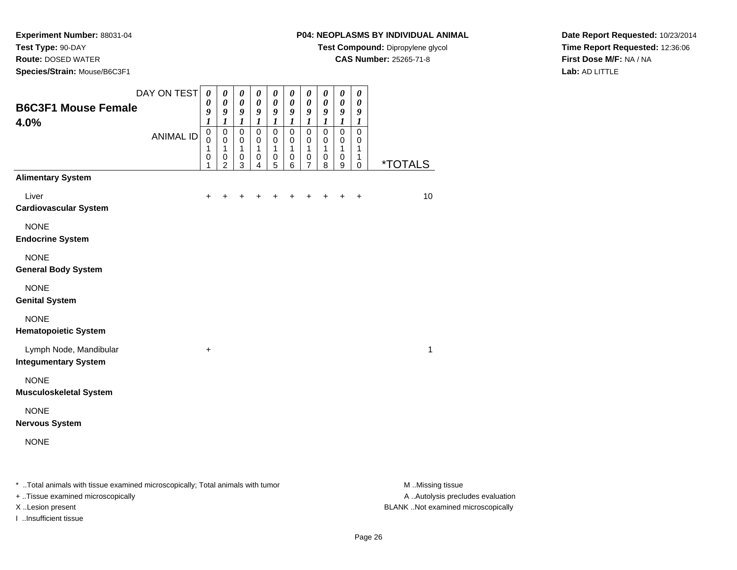**Experiment Number:** 88031-04
**Test Type:** 90-DAY
**Route:** DOSED WATER
**Species/Strain:** Mouse/B6C3F1

**P04: NEOPLASMS BY INDIVIDUAL ANIMAL**
**Test Compound:** Dipropylene glycol
**CAS Number:** 25265-71-8

**Date Report Requested:** 10/23/2014
**Time Report Requested:** 12:36:06
**First Dose M/F:** NA / NA
**Lab:** AD LITTLE

## B6C3F1 Mouse Female 4.0%

| DAY ON TEST | 0091 | 0091 | 0091 | 0091 | 0091 | 0091 | 0091 | 0091 | 0091 | 0091 | |
|---|---|---|---|---|---|---|---|---|---|---|---|
| ANIMAL ID | 00101 | 00102 | 00103 | 00104 | 00105 | 00106 | 00107 | 00108 | 00109 | 00110 | *TOTALS |
| **Alimentary System** | | | | | | | | | | | |
| Liver | + | + | + | + | + | + | + | + | + | + | 10 |
| **Cardiovascular System** | | | | | | | | | | | |
| NONE | | | | | | | | | | | |
| **Endocrine System** | | | | | | | | | | | |
| NONE | | | | | | | | | | | |
| **General Body System** | | | | | | | | | | | |
| NONE | | | | | | | | | | | |
| **Genital System** | | | | | | | | | | | |
| NONE | | | | | | | | | | | |
| **Hematopoietic System** | | | | | | | | | | | |
| Lymph Node, Mandibular | + | | | | | | | | | | 1 |
| **Integumentary System** | | | | | | | | | | | |
| NONE | | | | | | | | | | | |
| **Musculoskeletal System** | | | | | | | | | | | |
| NONE | | | | | | | | | | | |
| **Nervous System** | | | | | | | | | | | |
| NONE | | | | | | | | | | | |

* ..Total animals with tissue examined microscopically; Total animals with tumor
+ ..Tissue examined microscopically
X ..Lesion present
I ..Insufficient tissue

M ..Missing tissue
A ..Autolysis precludes evaluation
BLANK ..Not examined microscopically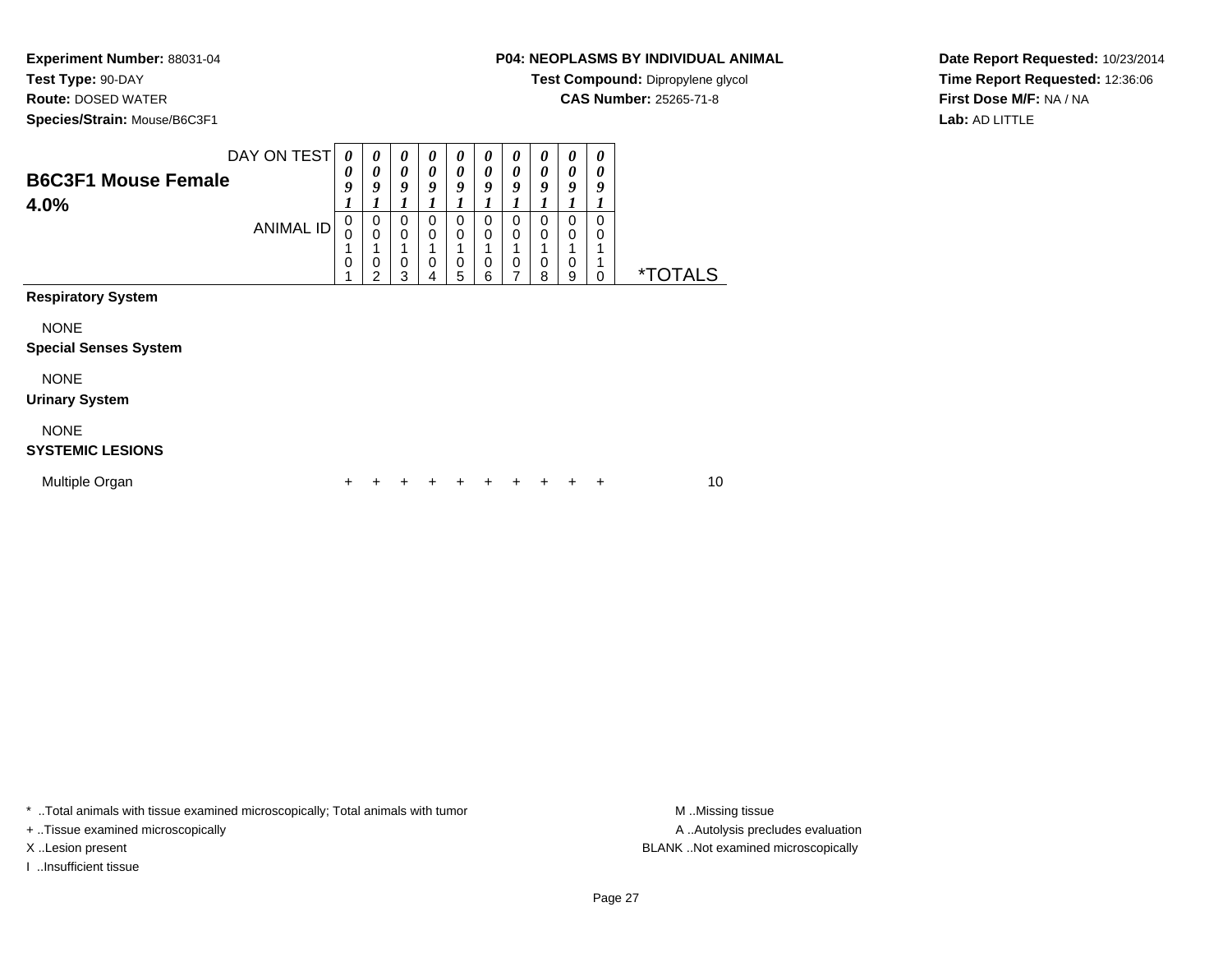**Experiment Number:** 88031-04
**Test Type:** 90-DAY
**Route:** DOSED WATER
**Species/Strain:** Mouse/B6C3F1

**P04: NEOPLASMS BY INDIVIDUAL ANIMAL**
**Test Compound:** Dipropylene glycol
**CAS Number:** 25265-71-8

**Date Report Requested:** 10/23/2014
**Time Report Requested:** 12:36:06
**First Dose M/F:** NA / NA
**Lab:** AD LITTLE

## B6C3F1 Mouse Female 4.0%

| DAY ON TEST | 0091 | 0091 | 0091 | 0091 | 0091 | 0091 | 0091 | 0091 | 0091 | 0091 | |
|---|---|---|---|---|---|---|---|---|---|---|---|
| ANIMAL ID | 00101 | 00102 | 00103 | 00104 | 00105 | 00106 | 00107 | 00108 | 00109 | 00110 | *TOTALS |
| **Respiratory System** | | | | | | | | | | | |
| NONE | | | | | | | | | | | |
| **Special Senses System** | | | | | | | | | | | |
| NONE | | | | | | | | | | | |
| **Urinary System** | | | | | | | | | | | |
| NONE | | | | | | | | | | | |
| **SYSTEMIC LESIONS** | | | | | | | | | | | |
| Multiple Organ | + | + | + | + | + | + | + | + | + | + | 10 |

\* ..Total animals with tissue examined microscopically; Total animals with tumor
+ ..Tissue examined microscopically
X ..Lesion present
I ..Insufficient tissue

M ..Missing tissue
A ..Autolysis precludes evaluation
BLANK ..Not examined microscopically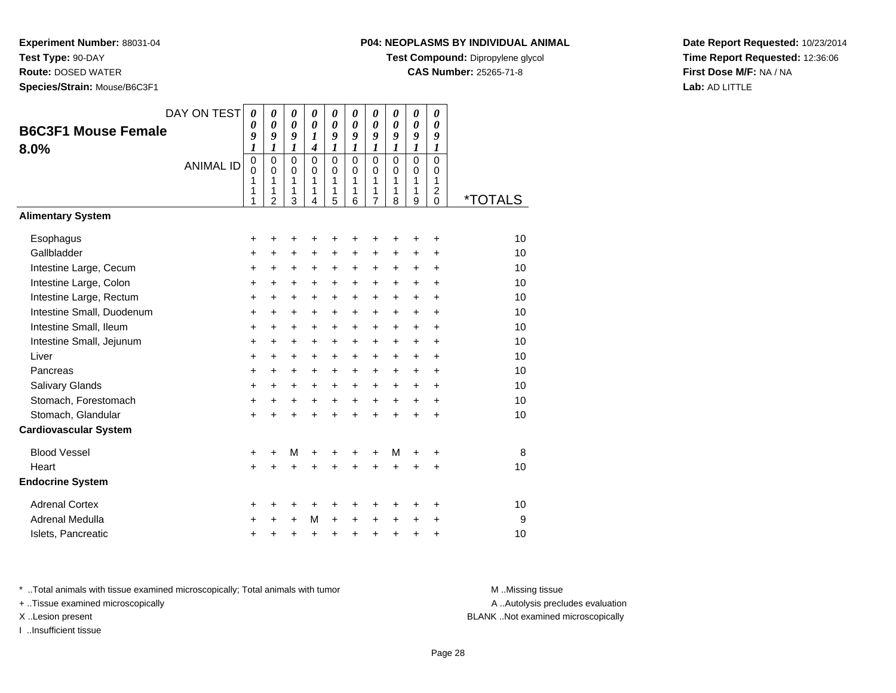**Experiment Number:** 88031-04
**Test Type:** 90-DAY
**Route:** DOSED WATER
**Species/Strain:** Mouse/B6C3F1

**P04: NEOPLASMS BY INDIVIDUAL ANIMAL**
**Test Compound:** Dipropylene glycol
**CAS Number:** 25265-71-8

**Date Report Requested:** 10/23/2014
**Time Report Requested:** 12:36:06
**First Dose M/F:** NA / NA
**Lab:** AD LITTLE

## B6C3F1 Mouse Female
## 8.0%

| DAY ON TEST | 0091 | 0091 | 0091 | 0014 | 0091 | 0091 | 0091 | 0091 | 0091 | 0091 | |
|---|---|---|---|---|---|---|---|---|---|---|---|
| **ANIMAL ID** | 00111 | 00112 | 00113 | 00114 | 00115 | 00116 | 00117 | 00118 | 00119 | 00120 | ***TOTALS** |
| **Alimentary System** | | | | | | | | | | | |
| Esophagus | + | + | + | + | + | + | + | + | + | + | 10 |
| Gallbladder | + | + | + | + | + | + | + | + | + | + | 10 |
| Intestine Large, Cecum | + | + | + | + | + | + | + | + | + | + | 10 |
| Intestine Large, Colon | + | + | + | + | + | + | + | + | + | + | 10 |
| Intestine Large, Rectum | + | + | + | + | + | + | + | + | + | + | 10 |
| Intestine Small, Duodenum | + | + | + | + | + | + | + | + | + | + | 10 |
| Intestine Small, Ileum | + | + | + | + | + | + | + | + | + | + | 10 |
| Intestine Small, Jejunum | + | + | + | + | + | + | + | + | + | + | 10 |
| Liver | + | + | + | + | + | + | + | + | + | + | 10 |
| Pancreas | + | + | + | + | + | + | + | + | + | + | 10 |
| Salivary Glands | + | + | + | + | + | + | + | + | + | + | 10 |
| Stomach, Forestomach | + | + | + | + | + | + | + | + | + | + | 10 |
| Stomach, Glandular | + | + | + | + | + | + | + | + | + | + | 10 |
| **Cardiovascular System** | | | | | | | | | | | |
| Blood Vessel | + | + | M | + | + | + | + | M | + | + | 8 |
| Heart | + | + | + | + | + | + | + | + | + | + | 10 |
| **Endocrine System** | | | | | | | | | | | |
| Adrenal Cortex | + | + | + | + | + | + | + | + | + | + | 10 |
| Adrenal Medulla | + | + | + | M | + | + | + | + | + | + | 9 |
| Islets, Pancreatic | + | + | + | + | + | + | + | + | + | + | 10 |

* ..Total animals with tissue examined microscopically; Total animals with tumor
+ ..Tissue examined microscopically
X ..Lesion present
I ..Insufficient tissue

M ..Missing tissue
A ..Autolysis precludes evaluation
BLANK ..Not examined microscopically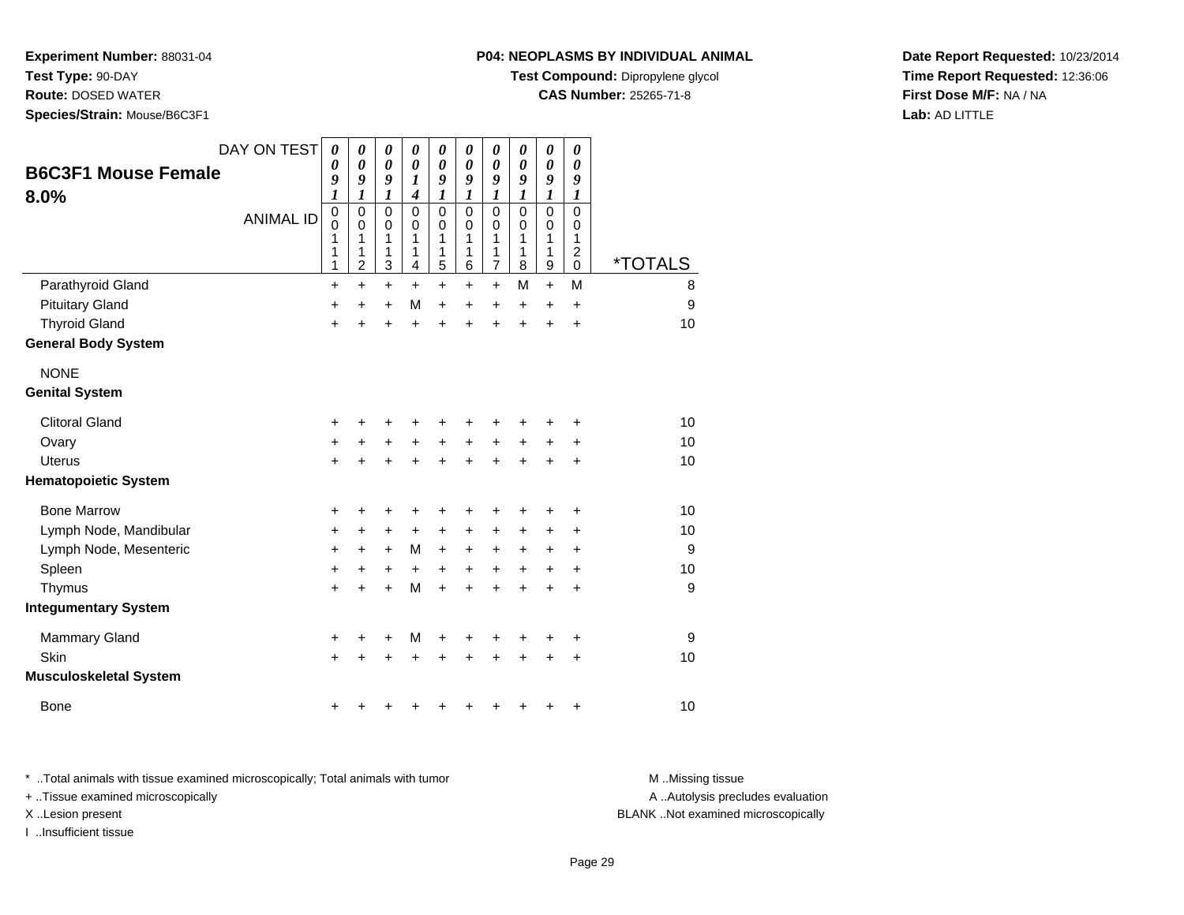**Experiment Number:** 88031-04
**Test Type:** 90-DAY
**Route:** DOSED WATER
**Species/Strain:** Mouse/B6C3F1

**P04: NEOPLASMS BY INDIVIDUAL ANIMAL**
**Test Compound:** Dipropylene glycol
**CAS Number:** 25265-71-8

**Date Report Requested:** 10/23/2014
**Time Report Requested:** 12:36:06
**First Dose M/F:** NA / NA
**Lab:** AD LITTLE

## B6C3F1 Mouse Female 8.0%

| DAY ON TEST | 0091 | 0091 | 0091 | 0014 | 0091 | 0091 | 0091 | 0091 | 0091 | 0091 | |
|---|---|---|---|---|---|---|---|---|---|---|---|
| ANIMAL ID | 00111 | 00112 | 00113 | 00114 | 00115 | 00116 | 00117 | 00118 | 00119 | 00120 | *TOTALS |
| Parathyroid Gland | + | + | + | + | + | + | + | M | + | M | 8 |
| Pituitary Gland | + | + | + | M | + | + | + | + | + | + | 9 |
| Thyroid Gland | + | + | + | + | + | + | + | + | + | + | 10 |
| **General Body System** | | | | | | | | | | | |
| NONE | | | | | | | | | | | |
| **Genital System** | | | | | | | | | | | |
| Clitoral Gland | + | + | + | + | + | + | + | + | + | + | 10 |
| Ovary | + | + | + | + | + | + | + | + | + | + | 10 |
| Uterus | + | + | + | + | + | + | + | + | + | + | 10 |
| **Hematopoietic System** | | | | | | | | | | | |
| Bone Marrow | + | + | + | + | + | + | + | + | + | + | 10 |
| Lymph Node, Mandibular | + | + | + | + | + | + | + | + | + | + | 10 |
| Lymph Node, Mesenteric | + | + | + | M | + | + | + | + | + | + | 9 |
| Spleen | + | + | + | + | + | + | + | + | + | + | 10 |
| Thymus | + | + | + | M | + | + | + | + | + | + | 9 |
| **Integumentary System** | | | | | | | | | | | |
| Mammary Gland | + | + | + | M | + | + | + | + | + | + | 9 |
| Skin | + | + | + | + | + | + | + | + | + | + | 10 |
| **Musculoskeletal System** | | | | | | | | | | | |
| Bone | + | + | + | + | + | + | + | + | + | + | 10 |

\* ..Total animals with tissue examined microscopically; Total animals with tumor
\+ ..Tissue examined microscopically
X ..Lesion present
I ..Insufficient tissue

M ..Missing tissue
A ..Autolysis precludes evaluation
BLANK ..Not examined microscopically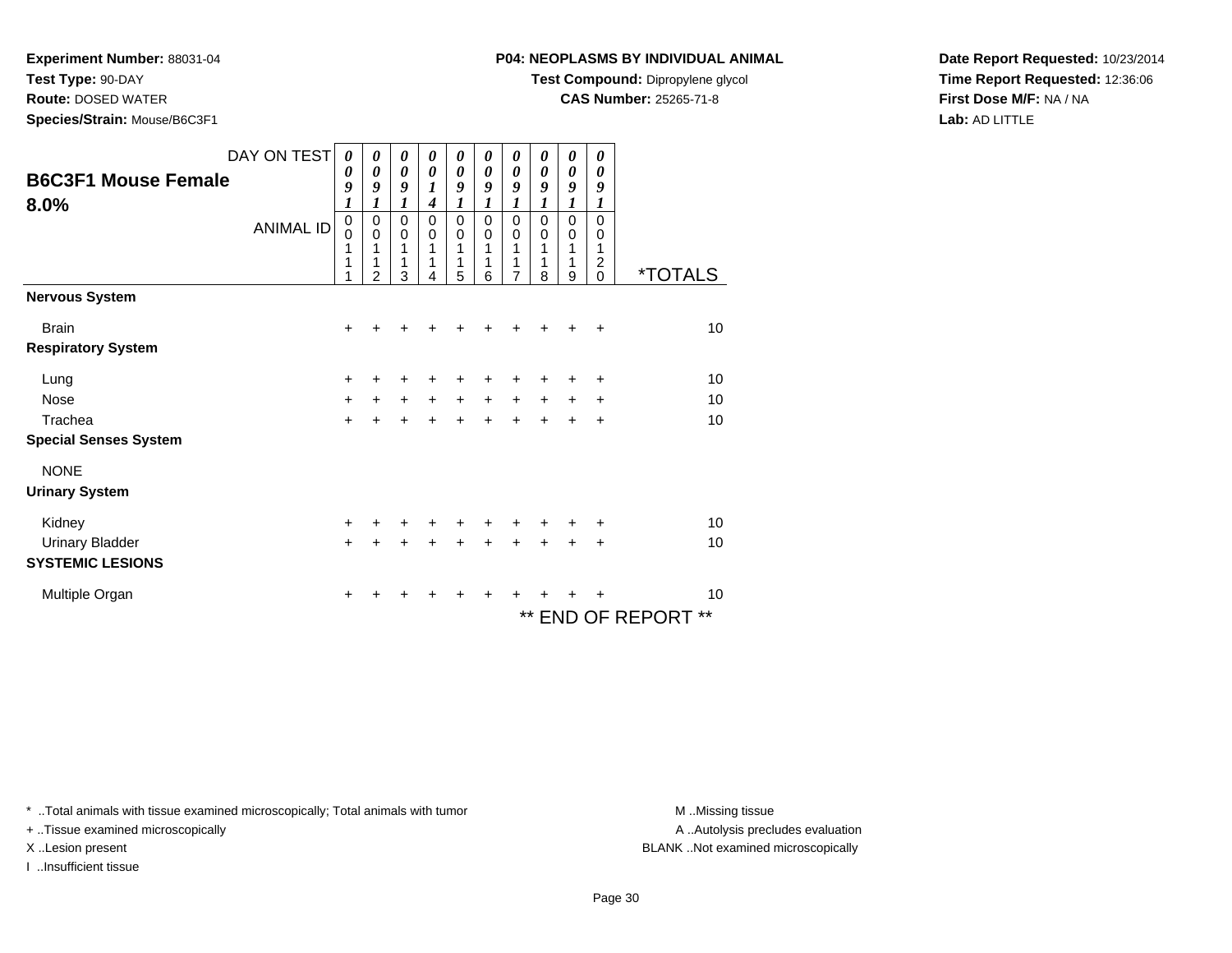**Experiment Number:** 88031-04
**Test Type:** 90-DAY
**Route:** DOSED WATER
**Species/Strain:** Mouse/B6C3F1

**P04: NEOPLASMS BY INDIVIDUAL ANIMAL**
**Test Compound:** Dipropylene glycol
**CAS Number:** 25265-71-8

**Date Report Requested:** 10/23/2014
**Time Report Requested:** 12:36:06
**First Dose M/F:** NA / NA
**Lab:** AD LITTLE

## B6C3F1 Mouse Female 8.0%

| DAY ON TEST | 0091 | 0091 | 0091 | 0014 | 0091 | 0091 | 0091 | 0091 | 0091 | 0091 | |
|---|---|---|---|---|---|---|---|---|---|---|---|
| ANIMAL ID | 00111 | 00112 | 00113 | 00114 | 00115 | 00116 | 00117 | 00118 | 00119 | 00120 | *TOTALS |
| **Nervous System** | | | | | | | | | | | |
| Brain | + | + | + | + | + | + | + | + | + | + | 10 |
| **Respiratory System** | | | | | | | | | | | |
| Lung | + | + | + | + | + | + | + | + | + | + | 10 |
| Nose | + | + | + | + | + | + | + | + | + | + | 10 |
| Trachea | + | + | + | + | + | + | + | + | + | + | 10 |
| **Special Senses System** | | | | | | | | | | | |
| NONE | | | | | | | | | | | |
| **Urinary System** | | | | | | | | | | | |
| Kidney | + | + | + | + | + | + | + | + | + | + | 10 |
| Urinary Bladder | + | + | + | + | + | + | + | + | + | + | 10 |
| **SYSTEMIC LESIONS** | | | | | | | | | | | |
| Multiple Organ | + | + | + | + | + | + | + | + | + | + | 10 |

** END OF REPORT **

* ..Total animals with tissue examined microscopically; Total animals with tumor
+ ..Tissue examined microscopically
X ..Lesion present
I ..Insufficient tissue

M ..Missing tissue
A ..Autolysis precludes evaluation
BLANK ..Not examined microscopically